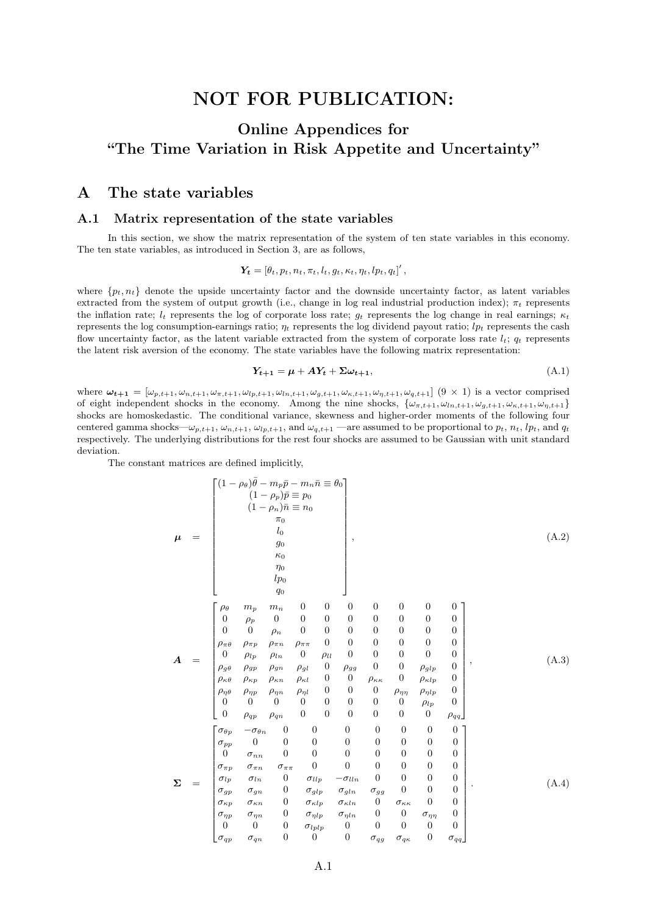# NOT FOR PUBLICATION:

## Online Appendices for "The Time Variation in Risk Appetite and Uncertainty"

## A The state variables

### A.1 Matrix representation of the state variables

In this section, we show the matrix representation of the system of ten state variables in this economy. The ten state variables, as introduced in Section 3, are as follows,

$$\boldsymbol{Y_t} = [\theta_t, p_t, n_t, \pi_t, l_t, g_t, \kappa_t, \eta_t, lp_t, q_t]',$$

where $\{p_t, n_t\}$ denote the upside uncertainty factor and the downside uncertainty factor, as latent variables extracted from the system of output growth (i.e., change in log real industrial production index); $\pi_t$ represents the inflation rate; $l_t$ represents the log of corporate loss rate; $g_t$ represents the log change in real earnings; $\kappa_t$ represents the log consumption-earnings ratio; $\eta_t$ represents the log dividend payout ratio; $lp_t$ represents the cash flow uncertainty factor, as the latent variable extracted from the system of corporate loss rate $l_t$; $q_t$ represents the latent risk aversion of the economy. The state variables have the following matrix representation:

$$\boldsymbol{Y_{t+1}} = \boldsymbol{\mu} + \boldsymbol{A}\boldsymbol{Y_t} + \boldsymbol{\Sigma}\boldsymbol{\omega_{t+1}}, \tag{A.1}$$

where $\boldsymbol{\omega_{t+1}} = [\omega_{p,t+1}, \omega_{n,t+1}, \omega_{\pi,t+1}, \omega_{lp,t+1}, \omega_{ln,t+1}, \omega_{g,t+1}, \omega_{\kappa,t+1}, \omega_{\eta,t+1}, \omega_{q,t+1}]$ $(9 \times 1)$ is a vector comprised of eight independent shocks in the economy. Among the nine shocks, $\{\omega_{\pi,t+1}, \omega_{ln,t+1}, \omega_{g,t+1}, \omega_{\kappa,t+1}, \omega_{\eta,t+1}\}$ shocks are homoskedastic. The conditional variance, skewness and higher-order moments of the following four centered gamma shocks—$\omega_{p,t+1}$, $\omega_{n,t+1}$, $\omega_{lp,t+1}$, and $\omega_{q,t+1}$ —are assumed to be proportional to $p_t$, $n_t$, $lp_t$, and $q_t$ respectively. The underlying distributions for the rest four shocks are assumed to be Gaussian with unit standard deviation.

The constant matrices are defined implicitly,

$$\boldsymbol{\mu} = \begin{bmatrix} (1-\rho_\theta)\bar{\theta} - m_p\bar{p} - m_n\bar{n} \equiv \theta_0 \\ (1-\rho_p)\bar{p} \equiv p_0 \\ (1-\rho_n)\bar{n} \equiv n_0 \\ \pi_0 \\ l_0 \\ g_0 \\ \kappa_0 \\ \eta_0 \\ lp_0 \\ q_0 \end{bmatrix}, \tag{A.2}$$

$$\boldsymbol{A} = \begin{bmatrix} \rho_\theta & m_p & m_n & 0 & 0 & 0 & 0 & 0 & 0 & 0 \\ 0 & \rho_p & 0 & 0 & 0 & 0 & 0 & 0 & 0 & 0 \\ 0 & 0 & \rho_n & 0 & 0 & 0 & 0 & 0 & 0 & 0 \\ \rho_{\pi\theta} & \rho_{\pi p} & \rho_{\pi n} & \rho_{\pi\pi} & 0 & 0 & 0 & 0 & 0 & 0 \\ 0 & \rho_{lp} & \rho_{ln} & 0 & \rho_{ll} & 0 & 0 & 0 & 0 & 0 \\ \rho_{g\theta} & \rho_{gp} & \rho_{gn} & \rho_{gl} & 0 & \rho_{gg} & 0 & 0 & \rho_{glp} & 0 \\ \rho_{\kappa\theta} & \rho_{\kappa p} & \rho_{\kappa n} & \rho_{\kappa l} & 0 & 0 & \rho_{\kappa\kappa} & 0 & \rho_{\kappa lp} & 0 \\ \rho_{\eta\theta} & \rho_{\eta p} & \rho_{\eta n} & \rho_{\eta l} & 0 & 0 & 0 & \rho_{\eta\eta} & \rho_{\eta lp} & 0 \\ 0 & 0 & 0 & 0 & 0 & 0 & 0 & 0 & \rho_{lp} & 0 \\ 0 & \rho_{qp} & \rho_{qn} & 0 & 0 & 0 & 0 & 0 & 0 & \rho_{qq} \end{bmatrix}, \tag{A.3}$$

$$\boldsymbol{\Sigma} = \begin{bmatrix} \sigma_{\theta p} & -\sigma_{\theta n} & 0 & 0 & 0 & 0 & 0 & 0 & 0 \\ \sigma_{pp} & 0 & 0 & 0 & 0 & 0 & 0 & 0 & 0 \\ 0 & \sigma_{nn} & 0 & 0 & 0 & 0 & 0 & 0 & 0 \\ \sigma_{\pi p} & \sigma_{\pi n} & \sigma_{\pi\pi} & 0 & 0 & 0 & 0 & 0 & 0 \\ \sigma_{lp} & \sigma_{ln} & 0 & \sigma_{llp} & -\sigma_{lln} & 0 & 0 & 0 & 0 \\ \sigma_{gp} & \sigma_{gn} & 0 & \sigma_{glp} & \sigma_{gln} & \sigma_{gg} & 0 & 0 & 0 \\ \sigma_{\kappa p} & \sigma_{\kappa n} & 0 & \sigma_{\kappa lp} & \sigma_{\kappa ln} & 0 & \sigma_{\kappa\kappa} & 0 & 0 \\ \sigma_{\eta p} & \sigma_{\eta n} & 0 & \sigma_{\eta lp} & \sigma_{\eta ln} & 0 & 0 & \sigma_{\eta\eta} & 0 \\ 0 & 0 & 0 & \sigma_{lplp} & 0 & 0 & 0 & 0 & 0 \\ \sigma_{qp} & \sigma_{qn} & 0 & 0 & 0 & \sigma_{qg} & \sigma_{q\kappa} & 0 & \sigma_{qq} \end{bmatrix}. \tag{A.4}$$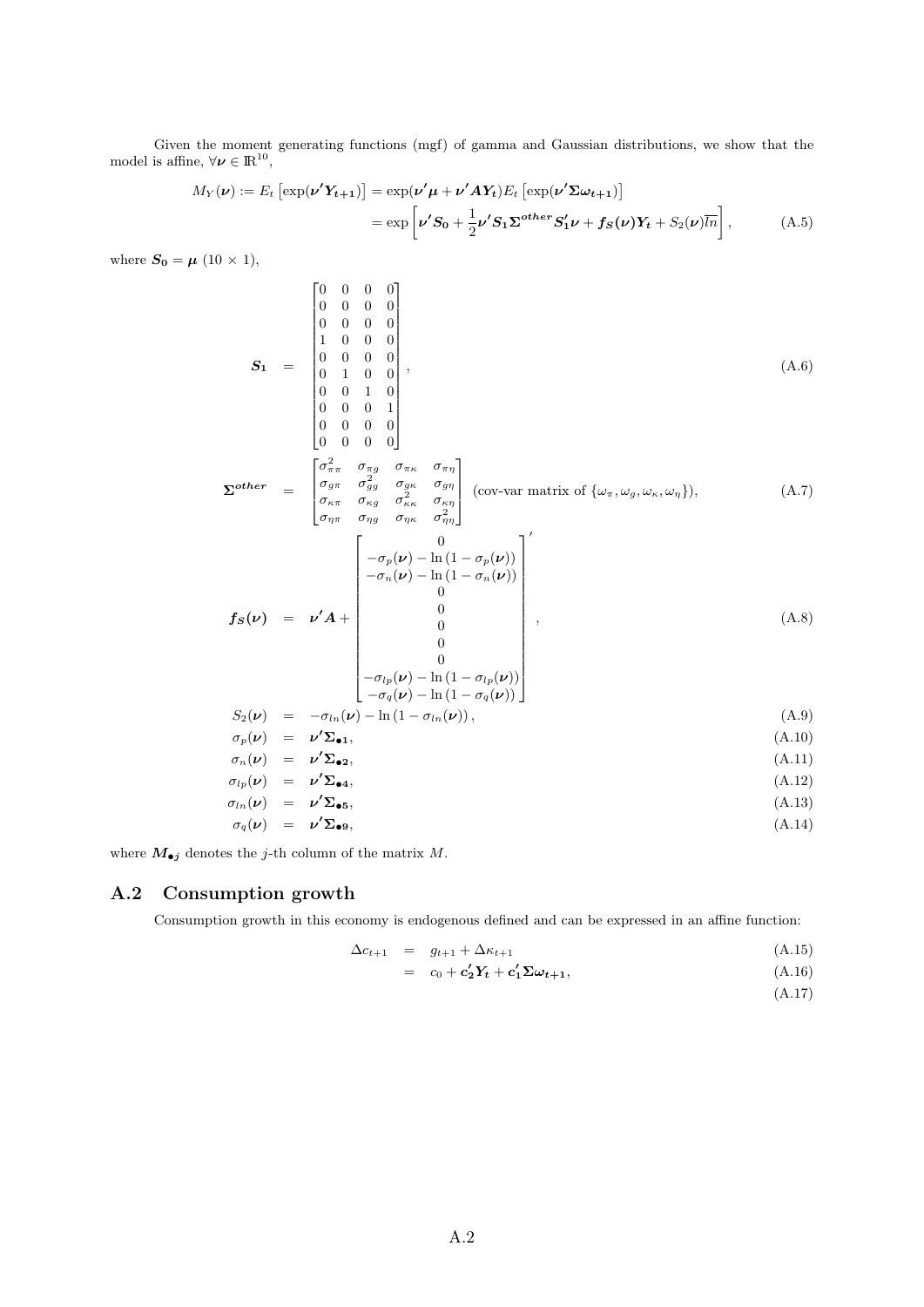Given the moment generating functions (mgf) of gamma and Gaussian distributions, we show that the model is affine, $\forall \boldsymbol{\nu} \in \mathbb{R}^{10}$,

$$
\begin{aligned}
M_Y(\boldsymbol{\nu}) := E_t\left[\exp(\boldsymbol{\nu}'\boldsymbol{Y_{t+1}})\right] &= \exp(\boldsymbol{\nu}'\boldsymbol{\mu} + \boldsymbol{\nu}'\boldsymbol{A}\boldsymbol{Y_t})E_t\left[\exp(\boldsymbol{\nu}'\boldsymbol{\Sigma}\boldsymbol{\omega_{t+1}})\right] \\
&= \exp\left[\boldsymbol{\nu}'\boldsymbol{S_0} + \frac{1}{2}\boldsymbol{\nu}'\boldsymbol{S_1}\boldsymbol{\Sigma^{other}}\boldsymbol{S_1'}\boldsymbol{\nu} + \boldsymbol{f_S}(\boldsymbol{\nu})\boldsymbol{Y_t} + S_2(\boldsymbol{\nu})\overline{ln}\right], \qquad \text{(A.5)}
\end{aligned}
$$

where $\boldsymbol{S_0} = \boldsymbol{\mu}$ $(10 \times 1)$,

$$
\boldsymbol{S_1} = \begin{bmatrix} 0 & 0 & 0 & 0 \\ 0 & 0 & 0 & 0 \\ 0 & 0 & 0 & 0 \\ 1 & 0 & 0 & 0 \\ 0 & 0 & 0 & 0 \\ 0 & 1 & 0 & 0 \\ 0 & 0 & 1 & 0 \\ 0 & 0 & 0 & 1 \\ 0 & 0 & 0 & 0 \\ 0 & 0 & 0 & 0 \end{bmatrix}, \qquad \text{(A.6)}
$$

$$
\boldsymbol{\Sigma^{other}} = \begin{bmatrix} \sigma_{\pi\pi}^2 & \sigma_{\pi g} & \sigma_{\pi\kappa} & \sigma_{\pi\eta} \\ \sigma_{g\pi} & \sigma_{gg}^2 & \sigma_{g\kappa} & \sigma_{g\eta} \\ \sigma_{\kappa\pi} & \sigma_{\kappa g} & \sigma_{\kappa\kappa}^2 & \sigma_{\kappa\eta} \\ \sigma_{\eta\pi} & \sigma_{\eta g} & \sigma_{\eta\kappa} & \sigma_{\eta\eta}^2 \end{bmatrix} \text{ (cov-var matrix of } \{\omega_\pi, \omega_g, \omega_\kappa, \omega_\eta\}), \qquad \text{(A.7)}
$$

$$
\boldsymbol{f_S}(\boldsymbol{\nu}) = \boldsymbol{\nu}'\boldsymbol{A} + \begin{bmatrix} 0 \\ -\sigma_p(\boldsymbol{\nu}) - \ln\left(1 - \sigma_p(\boldsymbol{\nu})\right) \\ -\sigma_n(\boldsymbol{\nu}) - \ln\left(1 - \sigma_n(\boldsymbol{\nu})\right) \\ 0 \\ 0 \\ 0 \\ 0 \\ 0 \\ -\sigma_{lp}(\boldsymbol{\nu}) - \ln\left(1 - \sigma_{lp}(\boldsymbol{\nu})\right) \\ -\sigma_q(\boldsymbol{\nu}) - \ln\left(1 - \sigma_q(\boldsymbol{\nu})\right) \end{bmatrix}', \qquad \text{(A.8)}
$$

$$
\begin{aligned}
S_2(\boldsymbol{\nu}) &= -\sigma_{ln}(\boldsymbol{\nu}) - \ln\left(1 - \sigma_{ln}(\boldsymbol{\nu})\right), & \text{(A.9)} \\
\sigma_p(\boldsymbol{\nu}) &= \boldsymbol{\nu}'\boldsymbol{\Sigma_{\bullet 1}}, & \text{(A.10)} \\
\sigma_n(\boldsymbol{\nu}) &= \boldsymbol{\nu}'\boldsymbol{\Sigma_{\bullet 2}}, & \text{(A.11)} \\
\sigma_{lp}(\boldsymbol{\nu}) &= \boldsymbol{\nu}'\boldsymbol{\Sigma_{\bullet 4}}, & \text{(A.12)} \\
\sigma_{ln}(\boldsymbol{\nu}) &= \boldsymbol{\nu}'\boldsymbol{\Sigma_{\bullet 5}}, & \text{(A.13)} \\
\sigma_q(\boldsymbol{\nu}) &= \boldsymbol{\nu}'\boldsymbol{\Sigma_{\bullet 9}}, & \text{(A.14)}
\end{aligned}
$$

where $\boldsymbol{M_{\bullet j}}$ denotes the $j$-th column of the matrix $M$.

## A.2 Consumption growth

Consumption growth in this economy is endogenous defined and can be expressed in an affine function:

$$
\begin{aligned}
\Delta c_{t+1} &= g_{t+1} + \Delta\kappa_{t+1} & \text{(A.15)} \\
&= c_0 + \boldsymbol{c_2'}\boldsymbol{Y_t} + \boldsymbol{c_1'}\boldsymbol{\Sigma}\boldsymbol{\omega_{t+1}}, & \text{(A.16)} \\
& & \text{(A.17)}
\end{aligned}
$$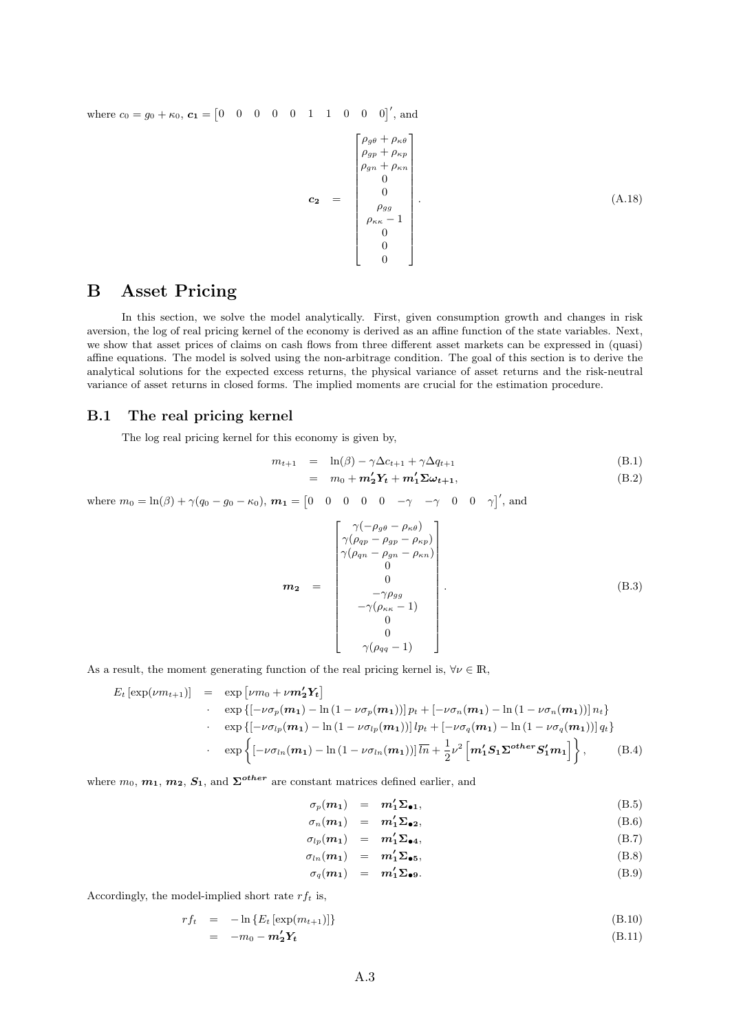where $c_0 = g_0 + \kappa_0$, $\boldsymbol{c_1} = \begin{bmatrix} 0 & 0 & 0 & 0 & 0 & 1 & 1 & 0 & 0 & 0 \end{bmatrix}'$, and

$$\boldsymbol{c_2} \quad = \quad \begin{bmatrix} \rho_{g\theta} + \rho_{\kappa\theta} \\ \rho_{gp} + \rho_{\kappa p} \\ \rho_{gn} + \rho_{\kappa n} \\ 0 \\ 0 \\ \rho_{gg} \\ \rho_{\kappa\kappa} - 1 \\ 0 \\ 0 \\ 0 \end{bmatrix}. \tag{A.18}$$

# B Asset Pricing

In this section, we solve the model analytically. First, given consumption growth and changes in risk aversion, the log of real pricing kernel of the economy is derived as an affine function of the state variables. Next, we show that asset prices of claims on cash flows from three different asset markets can be expressed in (quasi) affine equations. The model is solved using the non-arbitrage condition. The goal of this section is to derive the analytical solutions for the expected excess returns, the physical variance of asset returns and the risk-neutral variance of asset returns in closed forms. The implied moments are crucial for the estimation procedure.

## B.1 The real pricing kernel

The log real pricing kernel for this economy is given by,

$$\begin{aligned} m_{t+1} &= \ln(\beta) - \gamma \Delta c_{t+1} + \gamma \Delta q_{t+1} && \text{(B.1)} \\ &= m_0 + \boldsymbol{m_2' Y_t} + \boldsymbol{m_1' \Sigma \omega_{t+1}}, && \text{(B.2)} \end{aligned}$$

where $m_0 = \ln(\beta) + \gamma(q_0 - g_0 - \kappa_0)$, $\boldsymbol{m_1} = \begin{bmatrix} 0 & 0 & 0 & 0 & 0 & -\gamma & -\gamma & 0 & 0 & \gamma \end{bmatrix}'$, and

$$\boldsymbol{m_2} \quad = \quad \begin{bmatrix} \gamma(-\rho_{g\theta} - \rho_{\kappa\theta}) \\ \gamma(\rho_{qp} - \rho_{gp} - \rho_{\kappa p}) \\ \gamma(\rho_{qn} - \rho_{gn} - \rho_{\kappa n}) \\ 0 \\ 0 \\ -\gamma\rho_{gg} \\ -\gamma(\rho_{\kappa\kappa} - 1) \\ 0 \\ 0 \\ \gamma(\rho_{qq} - 1) \end{bmatrix}. \tag{B.3}$$

As a result, the moment generating function of the real pricing kernel is, $\forall \nu \in \mathbb{R}$,

$$\begin{aligned} E_t\left[\exp(\nu m_{t+1})\right] \quad = \quad & \exp\left[\nu m_0 + \nu \boldsymbol{m_2' Y_t}\right] \\ \cdot \quad & \exp\left\{\left[-\nu\sigma_p(\boldsymbol{m_1}) - \ln\left(1 - \nu\sigma_p(\boldsymbol{m_1})\right)\right] p_t + \left[-\nu\sigma_n(\boldsymbol{m_1}) - \ln\left(1 - \nu\sigma_n(\boldsymbol{m_1})\right)\right] n_t\right\} \\ \cdot \quad & \exp\left\{\left[-\nu\sigma_{lp}(\boldsymbol{m_1}) - \ln\left(1 - \nu\sigma_{lp}(\boldsymbol{m_1})\right)\right] lp_t + \left[-\nu\sigma_q(\boldsymbol{m_1}) - \ln\left(1 - \nu\sigma_q(\boldsymbol{m_1})\right)\right] q_t\right\} \\ \cdot \quad & \exp\left\{\left[-\nu\sigma_{ln}(\boldsymbol{m_1}) - \ln\left(1 - \nu\sigma_{ln}(\boldsymbol{m_1})\right)\right] \overline{ln} + \frac{1}{2}\nu^2\left[\boldsymbol{m_1' S_1 \Sigma^{other} S_1' m_1}\right]\right\}, \end{aligned} \tag{B.4}$$

where $m_0$, $\boldsymbol{m_1}$, $\boldsymbol{m_2}$, $\boldsymbol{S_1}$, and $\boldsymbol{\Sigma^{other}}$ are constant matrices defined earlier, and

$$\begin{aligned} \sigma_p(\boldsymbol{m_1}) &= \boldsymbol{m_1' \Sigma_{\bullet 1}}, && \text{(B.5)} \\ \sigma_n(\boldsymbol{m_1}) &= \boldsymbol{m_1' \Sigma_{\bullet 2}}, && \text{(B.6)} \\ \sigma_{lp}(\boldsymbol{m_1}) &= \boldsymbol{m_1' \Sigma_{\bullet 4}}, && \text{(B.7)} \\ \sigma_{ln}(\boldsymbol{m_1}) &= \boldsymbol{m_1' \Sigma_{\bullet 5}}, && \text{(B.8)} \\ \sigma_q(\boldsymbol{m_1}) &= \boldsymbol{m_1' \Sigma_{\bullet 9}}. && \text{(B.9)} \end{aligned}$$

Accordingly, the model-implied short rate $rf_t$ is,

$$\begin{aligned} rf_t &= -\ln\left\{E_t\left[\exp(m_{t+1})\right]\right\} && \text{(B.10)} \\ &= -m_0 - \boldsymbol{m_2' Y_t} && \text{(B.11)} \end{aligned}$$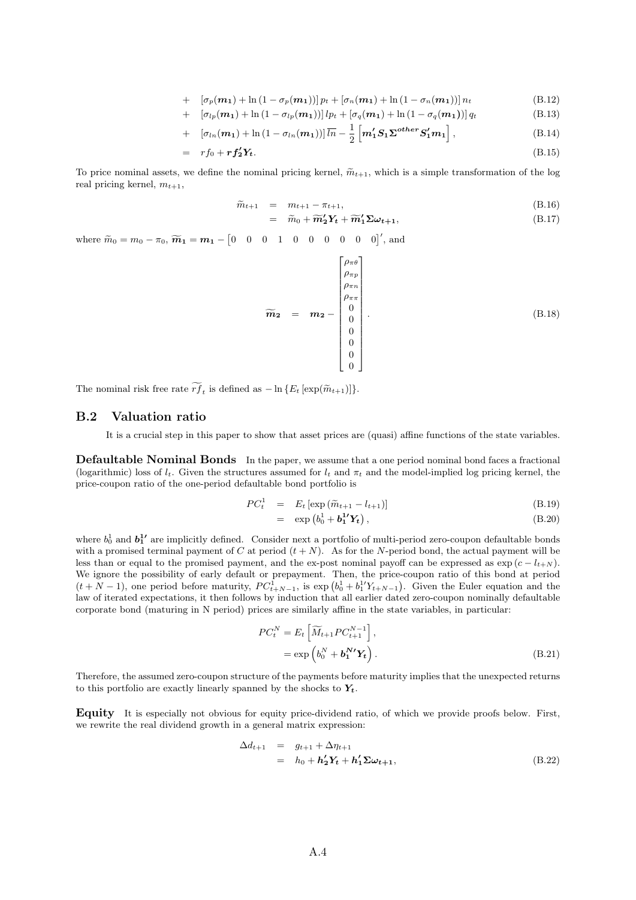$$
\begin{aligned}
&+ \quad [\sigma_p(\boldsymbol{m_1}) + \ln(1-\sigma_p(\boldsymbol{m_1}))]\, p_t + [\sigma_n(\boldsymbol{m_1}) + \ln(1-\sigma_n(\boldsymbol{m_1}))]\, n_t && \text{(B.12)}\\
&+ \quad [\sigma_{lp}(\boldsymbol{m_1}) + \ln(1-\sigma_{lp}(\boldsymbol{m_1}))]\, lp_t + [\sigma_q(\boldsymbol{m_1}) + \ln(1-\sigma_q(\boldsymbol{m_1}))]\, q_t && \text{(B.13)}\\
&+ \quad [\sigma_{ln}(\boldsymbol{m_1}) + \ln(1-\sigma_{ln}(\boldsymbol{m_1}))]\, \overline{ln} - \frac{1}{2}\left[\boldsymbol{m_1' S_1 \Sigma^{other} S_1' m_1}\right], && \text{(B.14)}\\
&= \quad rf_0 + \boldsymbol{rf_2' Y_t}. && \text{(B.15)}
\end{aligned}
$$

To price nominal assets, we define the nominal pricing kernel, $\widetilde{m}_{t+1}$, which is a simple transformation of the log real pricing kernel, $m_{t+1}$,

$$
\begin{aligned}
\widetilde{m}_{t+1} &= m_{t+1} - \pi_{t+1}, && \text{(B.16)}\\
&= \widetilde{m}_0 + \boldsymbol{\widetilde{m}_2' Y_t} + \boldsymbol{\widetilde{m}_1' \Sigma \omega_{t+1}}, && \text{(B.17)}
\end{aligned}
$$

where $\widetilde{m}_0 = m_0 - \pi_0$, $\boldsymbol{\widetilde{m}_1} = \boldsymbol{m_1} - \begin{bmatrix} 0 & 0 & 0 & 1 & 0 & 0 & 0 & 0 & 0 & 0 \end{bmatrix}'$, and

$$
\boldsymbol{\widetilde{m}_2} = \boldsymbol{m_2} - \begin{bmatrix} \rho_{\pi\theta} \\ \rho_{\pi p} \\ \rho_{\pi n} \\ \rho_{\pi\pi} \\ 0 \\ 0 \\ 0 \\ 0 \\ 0 \\ 0 \end{bmatrix}. \qquad \text{(B.18)}
$$

The nominal risk free rate $\widetilde{rf}_t$ is defined as $-\ln\{E_t[\exp(\widetilde{m}_{t+1})]\}$.

## B.2 Valuation ratio

It is a crucial step in this paper to show that asset prices are (quasi) affine functions of the state variables.

**Defaultable Nominal Bonds** In the paper, we assume that a one period nominal bond faces a fractional (logarithmic) loss of $l_t$. Given the structures assumed for $l_t$ and $\pi_t$ and the model-implied log pricing kernel, the price-coupon ratio of the one-period defaultable bond portfolio is

$$
\begin{aligned}
PC_t^1 &= E_t[\exp(\widetilde{m}_{t+1} - l_{t+1})] && \text{(B.19)}\\
&= \exp\left(b_0^1 + \boldsymbol{b_1^{1\prime} Y_t}\right), && \text{(B.20)}
\end{aligned}
$$

where $b_0^1$ and $\boldsymbol{b_1^{1\prime}}$ are implicitly defined. Consider next a portfolio of multi-period zero-coupon defaultable bonds with a promised terminal payment of $C$ at period $(t+N)$. As for the $N$-period bond, the actual payment will be less than or equal to the promised payment, and the ex-post nominal payoff can be expressed as $\exp(c - l_{t+N})$. We ignore the possibility of early default or prepayment. Then, the price-coupon ratio of this bond at period $(t+N-1)$, one period before maturity, $PC_{t+N-1}^1$, is $\exp\left(b_0^1 + b_1^{1\prime} Y_{t+N-1}\right)$. Given the Euler equation and the law of iterated expectations, it then follows by induction that all earlier dated zero-coupon nominally defaultable corporate bond (maturing in N period) prices are similarly affine in the state variables, in particular:

$$
\begin{aligned}
PC_t^N &= E_t\left[\widetilde{M}_{t+1} PC_{t+1}^{N-1}\right],\\
&= \exp\left(b_0^N + \boldsymbol{b_1^{N\prime} Y_t}\right). && \text{(B.21)}
\end{aligned}
$$

Therefore, the assumed zero-coupon structure of the payments before maturity implies that the unexpected returns to this portfolio are exactly linearly spanned by the shocks to $\boldsymbol{Y_t}$.

**Equity** It is especially not obvious for equity price-dividend ratio, of which we provide proofs below. First, we rewrite the real dividend growth in a general matrix expression:

$$
\begin{aligned}
\Delta d_{t+1} &= g_{t+1} + \Delta\eta_{t+1}\\
&= h_0 + \boldsymbol{h_2' Y_t} + \boldsymbol{h_1' \Sigma \omega_{t+1}}, && \text{(B.22)}
\end{aligned}
$$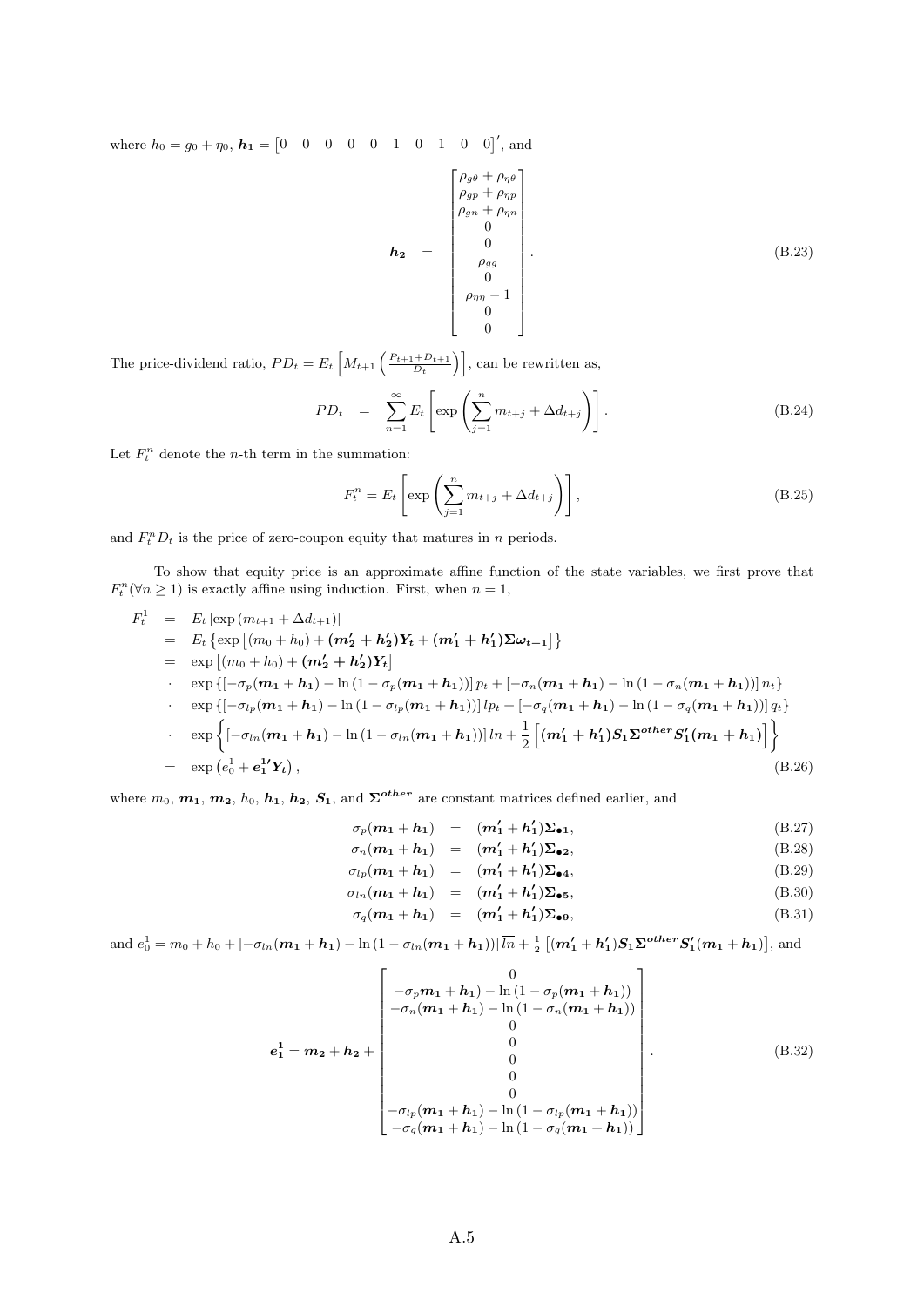where $h_0 = g_0 + \eta_0$, $\boldsymbol{h_1} = \begin{bmatrix} 0 & 0 & 0 & 0 & 0 & 1 & 0 & 1 & 0 & 0 \end{bmatrix}'$, and

$$\boldsymbol{h_2} \quad = \quad \begin{bmatrix} \rho_{g\theta} + \rho_{\eta\theta} \\ \rho_{gp} + \rho_{\eta p} \\ \rho_{gn} + \rho_{\eta n} \\ 0 \\ 0 \\ \rho_{gg} \\ 0 \\ \rho_{\eta\eta} - 1 \\ 0 \\ 0 \end{bmatrix}. \tag{B.23}$$

The price-dividend ratio, $PD_t = E_t\left[M_{t+1}\left(\frac{P_{t+1}+D_{t+1}}{D_t}\right)\right]$, can be rewritten as,

$$PD_t \quad = \quad \sum_{n=1}^{\infty} E_t\left[\exp\left(\sum_{j=1}^{n} m_{t+j} + \Delta d_{t+j}\right)\right]. \tag{B.24}$$

Let $F_t^n$ denote the $n$-th term in the summation:

$$F_t^n = E_t\left[\exp\left(\sum_{j=1}^{n} m_{t+j} + \Delta d_{t+j}\right)\right], \tag{B.25}$$

and $F_t^n D_t$ is the price of zero-coupon equity that matures in $n$ periods.

To show that equity price is an approximate affine function of the state variables, we first prove that $F_t^n (\forall n \geq 1)$ is exactly affine using induction. First, when $n = 1$,

$$\begin{aligned}
F_t^1 &= E_t\left[\exp\left(m_{t+1} + \Delta d_{t+1}\right)\right] \\
&= E_t\left\{\exp\left[(m_0 + h_0) + (\boldsymbol{m_2' + h_2'})\boldsymbol{Y_t} + (\boldsymbol{m_1' + h_1'})\boldsymbol{\Sigma\omega_{t+1}}\right]\right\} \\
&= \exp\left[(m_0 + h_0) + (\boldsymbol{m_2' + h_2'})\boldsymbol{Y_t}\right] \\
&\cdot \quad \exp\left\{\left[-\sigma_p(\boldsymbol{m_1 + h_1}) - \ln\left(1 - \sigma_p(\boldsymbol{m_1 + h_1})\right)\right] p_t + \left[-\sigma_n(\boldsymbol{m_1 + h_1}) - \ln\left(1 - \sigma_n(\boldsymbol{m_1 + h_1})\right)\right] n_t\right\} \\
&\cdot \quad \exp\left\{\left[-\sigma_{lp}(\boldsymbol{m_1 + h_1}) - \ln\left(1 - \sigma_{lp}(\boldsymbol{m_1 + h_1})\right)\right] lp_t + \left[-\sigma_q(\boldsymbol{m_1 + h_1}) - \ln\left(1 - \sigma_q(\boldsymbol{m_1 + h_1})\right)\right] q_t\right\} \\
&\cdot \quad \exp\left\{\left[-\sigma_{ln}(\boldsymbol{m_1 + h_1}) - \ln\left(1 - \sigma_{ln}(\boldsymbol{m_1 + h_1})\right)\right]\overline{ln} + \frac{1}{2}\left[(\boldsymbol{m_1' + h_1'})\boldsymbol{S_1\Sigma^{other}S_1'}(\boldsymbol{m_1 + h_1})\right]\right\} \\
&= \exp\left(e_0^1 + \boldsymbol{e_1^{1\prime}Y_t}\right),
\end{aligned} \tag{B.26}$$

where $m_0$, $\boldsymbol{m_1}$, $\boldsymbol{m_2}$, $h_0$, $\boldsymbol{h_1}$, $\boldsymbol{h_2}$, $\boldsymbol{S_1}$, and $\boldsymbol{\Sigma^{other}}$ are constant matrices defined earlier, and

$$\sigma_p(\boldsymbol{m_1 + h_1}) \quad = \quad (\boldsymbol{m_1' + h_1'})\boldsymbol{\Sigma_{\bullet 1}}, \tag{B.27}$$

$$\sigma_n(\boldsymbol{m_1 + h_1}) \quad = \quad (\boldsymbol{m_1' + h_1'})\boldsymbol{\Sigma_{\bullet 2}}, \tag{B.28}$$

$$\sigma_{lp}(\boldsymbol{m_1 + h_1}) \quad = \quad (\boldsymbol{m_1' + h_1'})\boldsymbol{\Sigma_{\bullet 4}}, \tag{B.29}$$

$$\sigma_{ln}(\boldsymbol{m_1 + h_1}) \quad = \quad (\boldsymbol{m_1' + h_1'})\boldsymbol{\Sigma_{\bullet 5}}, \tag{B.30}$$

$$\sigma_q(\boldsymbol{m_1 + h_1}) \quad = \quad (\boldsymbol{m_1' + h_1'})\boldsymbol{\Sigma_{\bullet 9}}, \tag{B.31}$$

and $e_0^1 = m_0 + h_0 + \left[-\sigma_{ln}(\boldsymbol{m_1 + h_1}) - \ln\left(1 - \sigma_{ln}(\boldsymbol{m_1 + h_1})\right)\right]\overline{ln} + \frac{1}{2}\left[(\boldsymbol{m_1' + h_1'})\boldsymbol{S_1\Sigma^{other}S_1'}(\boldsymbol{m_1 + h_1})\right]$, and

$$\boldsymbol{e_1^1} = \boldsymbol{m_2} + \boldsymbol{h_2} + \begin{bmatrix} 0 \\ -\sigma_p\boldsymbol{m_1 + h_1}) - \ln\left(1 - \sigma_p(\boldsymbol{m_1 + h_1})\right) \\ -\sigma_n(\boldsymbol{m_1 + h_1}) - \ln\left(1 - \sigma_n(\boldsymbol{m_1 + h_1})\right) \\ 0 \\ 0 \\ 0 \\ 0 \\ 0 \\ -\sigma_{lp}(\boldsymbol{m_1 + h_1}) - \ln\left(1 - \sigma_{lp}(\boldsymbol{m_1 + h_1})\right) \\ -\sigma_q(\boldsymbol{m_1 + h_1}) - \ln\left(1 - \sigma_q(\boldsymbol{m_1 + h_1})\right) \end{bmatrix}. \tag{B.32}$$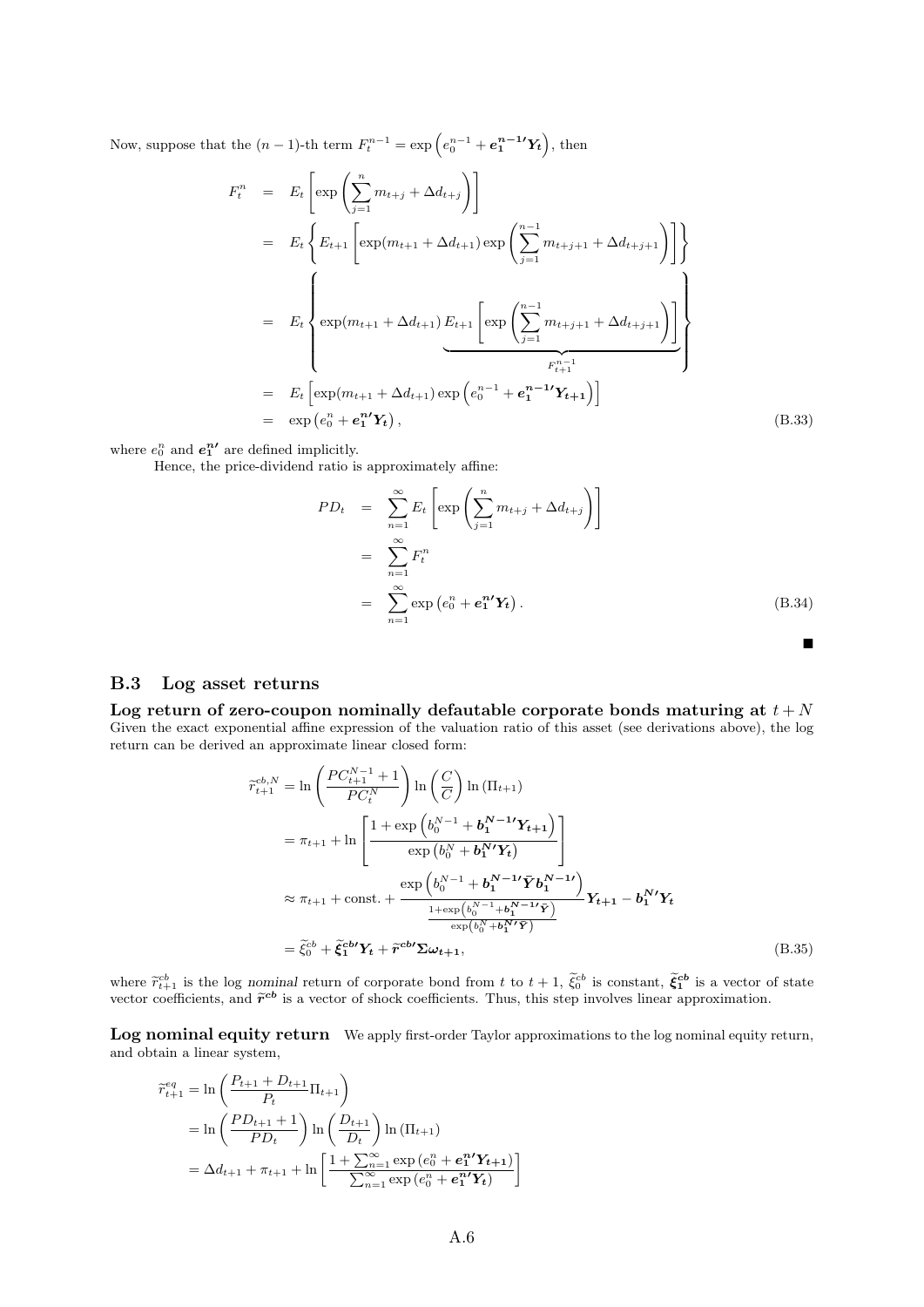Now, suppose that the $(n-1)$-th term $F_t^{n-1} = \exp\left(e_0^{n-1} + \boldsymbol{e_1^{n-1\prime}Y_t}\right)$, then

$$
\begin{aligned}
F_t^n &= E_t\left[\exp\left(\sum_{j=1}^{n} m_{t+j} + \Delta d_{t+j}\right)\right] \\
&= E_t\left\{E_{t+1}\left[\exp(m_{t+1} + \Delta d_{t+1})\exp\left(\sum_{j=1}^{n-1} m_{t+j+1} + \Delta d_{t+j+1}\right)\right]\right\} \\
&= E_t\left\{\exp(m_{t+1} + \Delta d_{t+1})\underbrace{E_{t+1}\left[\exp\left(\sum_{j=1}^{n-1} m_{t+j+1} + \Delta d_{t+j+1}\right)\right]}_{F_{t+1}^{n-1}}\right\} \\
&= E_t\left[\exp(m_{t+1} + \Delta d_{t+1})\exp\left(e_0^{n-1} + \boldsymbol{e_1^{n-1\prime}Y_{t+1}}\right)\right] \\
&= \exp\left(e_0^n + \boldsymbol{e_1^{n\prime}Y_t}\right),
\end{aligned} \tag{B.33}
$$

where $e_0^n$ and $\boldsymbol{e_1^{n\prime}}$ are defined implicitly.

Hence, the price-dividend ratio is approximately affine:

$$
\begin{aligned}
PD_t &= \sum_{n=1}^{\infty} E_t\left[\exp\left(\sum_{j=1}^{n} m_{t+j} + \Delta d_{t+j}\right)\right] \\
&= \sum_{n=1}^{\infty} F_t^n \\
&= \sum_{n=1}^{\infty} \exp\left(e_0^n + \boldsymbol{e_1^{n\prime}Y_t}\right).
\end{aligned} \tag{B.34}
$$

■

## B.3 Log asset returns

**Log return of zero-coupon nominally defautable corporate bonds maturing at $t+N$**
Given the exact exponential affine expression of the valuation ratio of this asset (see derivations above), the log return can be derived an approximate linear closed form:

$$
\begin{aligned}
\widetilde{r}_{t+1}^{cb,N} &= \ln\left(\frac{PC_{t+1}^{N-1} + 1}{PC_t^N}\right)\ln\left(\frac{C}{C}\right)\ln\left(\Pi_{t+1}\right) \\
&= \pi_{t+1} + \ln\left[\frac{1 + \exp\left(b_0^{N-1} + \boldsymbol{b_1^{N-1\prime}Y_{t+1}}\right)}{\exp\left(b_0^N + \boldsymbol{b_1^{N\prime}Y_t}\right)}\right] \\
&\approx \pi_{t+1} + \text{const.} + \frac{\exp\left(b_0^{N-1} + \boldsymbol{b_1^{N-1\prime}}\bar{\boldsymbol{Y}}\boldsymbol{b_1^{N-1\prime}}\right)}{\frac{1+\exp\left(b_0^{N-1} + \boldsymbol{b_1^{N-1\prime}}\bar{\boldsymbol{Y}}\right)}{\exp\left(b_0^N + \boldsymbol{b_1^{N\prime}}\bar{\boldsymbol{Y}}\right)}}\boldsymbol{Y_{t+1}} - \boldsymbol{b_1^{N\prime}Y_t} \\
&= \widetilde{\xi}_0^{cb} + \boldsymbol{\widetilde{\xi}_1^{cb\prime}Y_t} + \boldsymbol{\widetilde{r}^{cb\prime}\Sigma\omega_{t+1}},
\end{aligned} \tag{B.35}
$$

where $\widetilde{r}_{t+1}^{cb}$ is the log *nominal* return of corporate bond from $t$ to $t+1$, $\widetilde{\xi}_0^{cb}$ is constant, $\boldsymbol{\widetilde{\xi}_1^{cb}}$ is a vector of state vector coefficients, and $\boldsymbol{\widetilde{r}^{cb}}$ is a vector of shock coefficients. Thus, this step involves linear approximation.

**Log nominal equity return** We apply first-order Taylor approximations to the log nominal equity return, and obtain a linear system,

$$
\begin{aligned}
\widetilde{r}_{t+1}^{eq} &= \ln\left(\frac{P_{t+1} + D_{t+1}}{P_t}\Pi_{t+1}\right) \\
&= \ln\left(\frac{PD_{t+1} + 1}{PD_t}\right)\ln\left(\frac{D_{t+1}}{D_t}\right)\ln\left(\Pi_{t+1}\right) \\
&= \Delta d_{t+1} + \pi_{t+1} + \ln\left[\frac{1 + \sum_{n=1}^{\infty}\exp\left(e_0^n + \boldsymbol{e_1^{n\prime}Y_{t+1}}\right)}{\sum_{n=1}^{\infty}\exp\left(e_0^n + \boldsymbol{e_1^{n\prime}Y_t}\right)}\right]
\end{aligned}
$$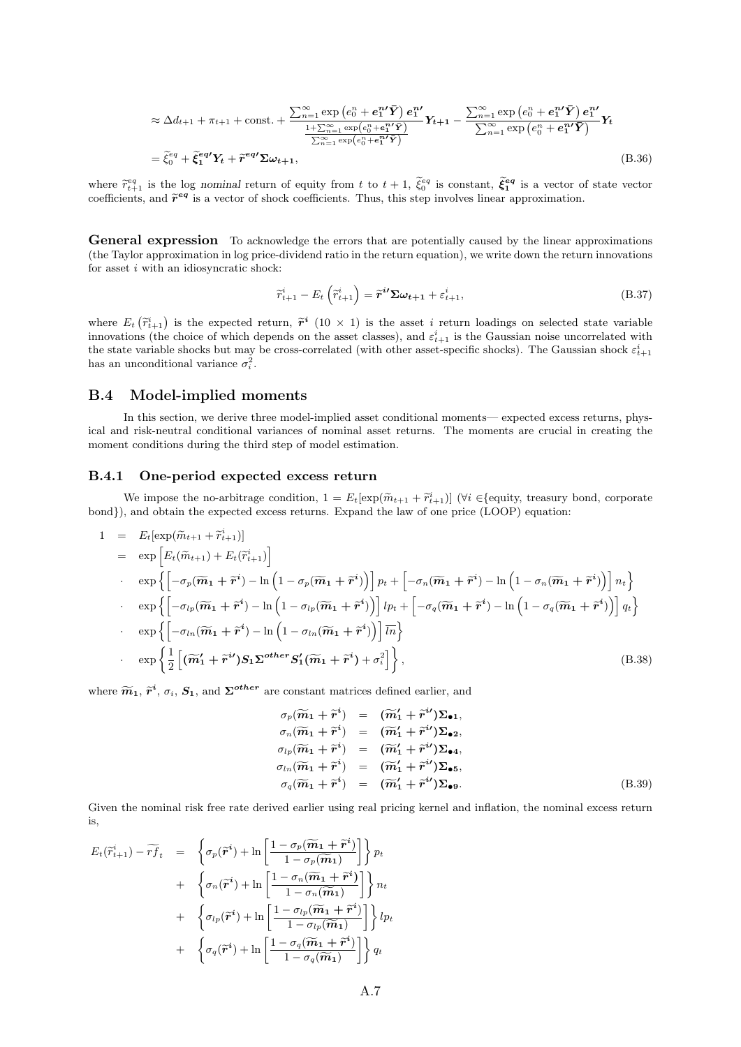$$
\begin{aligned}
&\approx \Delta d_{t+1} + \pi_{t+1} + \text{const.} + \frac{\sum_{n=1}^{\infty} \exp\left(e_0^n + \boldsymbol{e_1^{n\prime}} \bar{\boldsymbol{Y}}\right) \boldsymbol{e_1^{n\prime}}}{\frac{1+\sum_{n=1}^{\infty} \exp\left(e_0^n + \boldsymbol{e_1^{n\prime}} \bar{\boldsymbol{Y}}\right)}{\sum_{n=1}^{\infty} \exp\left(e_0^n + \boldsymbol{e_1^{n\prime}} \bar{\boldsymbol{Y}}\right)}} \boldsymbol{Y_{t+1}} - \frac{\sum_{n=1}^{\infty} \exp\left(e_0^n + \boldsymbol{e_1^{n\prime}} \bar{\boldsymbol{Y}}\right) \boldsymbol{e_1^{n\prime}}}{\sum_{n=1}^{\infty} \exp\left(e_0^n + \boldsymbol{e_1^{n\prime}} \bar{\boldsymbol{Y}}\right)} \boldsymbol{Y_t} \\
&= \widetilde{\xi}_0^{eq} + \boldsymbol{\widetilde{\xi}_1^{eq\prime}} \boldsymbol{Y_t} + \boldsymbol{\widetilde{r}^{eq\prime}} \boldsymbol{\Sigma} \boldsymbol{\omega_{t+1}},
\end{aligned}
\tag{B.36}
$$

where $\widetilde{r}_{t+1}^{eq}$ is the log *nominal* return of equity from $t$ to $t+1$, $\widetilde{\xi}_0^{eq}$ is constant, $\boldsymbol{\widetilde{\xi}_1^{eq}}$ is a vector of state vector coefficients, and $\boldsymbol{\widetilde{r}^{eq}}$ is a vector of shock coefficients. Thus, this step involves linear approximation.

**General expression** To acknowledge the errors that are potentially caused by the linear approximations (the Taylor approximation in log price-dividend ratio in the return equation), we write down the return innovations for asset $i$ with an idiosyncratic shock:

$$
\widetilde{r}_{t+1}^{i} - E_t\left(\widetilde{r}_{t+1}^{i}\right) = \boldsymbol{\widetilde{r}^{i\prime}} \boldsymbol{\Sigma} \boldsymbol{\omega_{t+1}} + \varepsilon_{t+1}^{i},
\tag{B.37}
$$

where $E_t\left(\widetilde{r}_{t+1}^{i}\right)$ is the expected return, $\boldsymbol{\widetilde{r}^{i}}$ ($10 \times 1$) is the asset $i$ return loadings on selected state variable innovations (the choice of which depends on the asset classes), and $\varepsilon_{t+1}^{i}$ is the Gaussian noise uncorrelated with the state variable shocks but may be cross-correlated (with other asset-specific shocks). The Gaussian shock $\varepsilon_{t+1}^{i}$ has an unconditional variance $\sigma_i^2$.

## B.4 Model-implied moments

In this section, we derive three model-implied asset conditional moments— expected excess returns, physical and risk-neutral conditional variances of nominal asset returns. The moments are crucial in creating the moment conditions during the third step of model estimation.

### B.4.1 One-period expected excess return

We impose the no-arbitrage condition, $1 = E_t[\exp(\widetilde{m}_{t+1} + \widetilde{r}_{t+1}^{i})]$ ($\forall i \in$\{equity, treasury bond, corporate bond\}), and obtain the expected excess returns. Expand the law of one price (LOOP) equation:

$$
\begin{aligned}
1 &= E_t[\exp(\widetilde{m}_{t+1} + \widetilde{r}_{t+1}^{i})] \\
&= \exp\left[E_t(\widetilde{m}_{t+1}) + E_t(\widetilde{r}_{t+1}^{i})\right] \\
&\cdot \quad \exp\left\{\left[-\sigma_p(\boldsymbol{\widetilde{m}_1} + \boldsymbol{\widetilde{r}^{i}}) - \ln\left(1 - \sigma_p(\boldsymbol{\widetilde{m}_1} + \boldsymbol{\widetilde{r}^{i}})\right)\right] p_t + \left[-\sigma_n(\boldsymbol{\widetilde{m}_1} + \boldsymbol{\widetilde{r}^{i}}) - \ln\left(1 - \sigma_n(\boldsymbol{\widetilde{m}_1} + \boldsymbol{\widetilde{r}^{i}})\right)\right] n_t\right\} \\
&\cdot \quad \exp\left\{\left[-\sigma_{lp}(\boldsymbol{\widetilde{m}_1} + \boldsymbol{\widetilde{r}^{i}}) - \ln\left(1 - \sigma_{lp}(\boldsymbol{\widetilde{m}_1} + \boldsymbol{\widetilde{r}^{i}})\right)\right] lp_t + \left[-\sigma_q(\boldsymbol{\widetilde{m}_1} + \boldsymbol{\widetilde{r}^{i}}) - \ln\left(1 - \sigma_q(\boldsymbol{\widetilde{m}_1} + \boldsymbol{\widetilde{r}^{i}})\right)\right] q_t\right\} \\
&\cdot \quad \exp\left\{\left[-\sigma_{ln}(\boldsymbol{\widetilde{m}_1} + \boldsymbol{\widetilde{r}^{i}}) - \ln\left(1 - \sigma_{ln}(\boldsymbol{\widetilde{m}_1} + \boldsymbol{\widetilde{r}^{i}})\right)\right] \overline{ln}\right\} \\
&\cdot \quad \exp\left\{\frac{1}{2}\left[(\boldsymbol{\widetilde{m}_1'} + \boldsymbol{\widetilde{r}^{i\prime}}) \boldsymbol{S_1} \boldsymbol{\Sigma^{other}} \boldsymbol{S_1'} (\boldsymbol{\widetilde{m}_1} + \boldsymbol{\widetilde{r}^{i}}) + \sigma_i^2\right]\right\},
\end{aligned}
\tag{B.38}
$$

where $\boldsymbol{\widetilde{m}_1}$, $\boldsymbol{\widetilde{r}^{i}}$, $\sigma_i$, $\boldsymbol{S_1}$, and $\boldsymbol{\Sigma^{other}}$ are constant matrices defined earlier, and

$$
\begin{aligned}
\sigma_p(\boldsymbol{\widetilde{m}_1} + \boldsymbol{\widetilde{r}^{i}}) &= (\boldsymbol{\widetilde{m}_1'} + \boldsymbol{\widetilde{r}^{i\prime}}) \boldsymbol{\Sigma_{\bullet 1}}, \\
\sigma_n(\boldsymbol{\widetilde{m}_1} + \boldsymbol{\widetilde{r}^{i}}) &= (\boldsymbol{\widetilde{m}_1'} + \boldsymbol{\widetilde{r}^{i\prime}}) \boldsymbol{\Sigma_{\bullet 2}}, \\
\sigma_{lp}(\boldsymbol{\widetilde{m}_1} + \boldsymbol{\widetilde{r}^{i}}) &= (\boldsymbol{\widetilde{m}_1'} + \boldsymbol{\widetilde{r}^{i\prime}}) \boldsymbol{\Sigma_{\bullet 4}}, \\
\sigma_{ln}(\boldsymbol{\widetilde{m}_1} + \boldsymbol{\widetilde{r}^{i}}) &= (\boldsymbol{\widetilde{m}_1'} + \boldsymbol{\widetilde{r}^{i\prime}}) \boldsymbol{\Sigma_{\bullet 5}}, \\
\sigma_q(\boldsymbol{\widetilde{m}_1} + \boldsymbol{\widetilde{r}^{i}}) &= (\boldsymbol{\widetilde{m}_1'} + \boldsymbol{\widetilde{r}^{i\prime}}) \boldsymbol{\Sigma_{\bullet 9}}.
\end{aligned}
\tag{B.39}
$$

Given the nominal risk free rate derived earlier using real pricing kernel and inflation, the nominal excess return is,

$$
\begin{aligned}
E_t(\widetilde{r}_{t+1}^{i}) - \widetilde{rf}_t &= \left\{\sigma_p(\boldsymbol{\widetilde{r}^{i}}) + \ln\left[\frac{1 - \sigma_p(\boldsymbol{\widetilde{m}_1} + \boldsymbol{\widetilde{r}^{i}})}{1 - \sigma_p(\boldsymbol{\widetilde{m}_1})}\right]\right\} p_t \\
&+ \left\{\sigma_n(\boldsymbol{\widetilde{r}^{i}}) + \ln\left[\frac{1 - \sigma_n(\boldsymbol{\widetilde{m}_1} + \boldsymbol{\widetilde{r}^{i}})}{1 - \sigma_n(\boldsymbol{\widetilde{m}_1})}\right]\right\} n_t \\
&+ \left\{\sigma_{lp}(\boldsymbol{\widetilde{r}^{i}}) + \ln\left[\frac{1 - \sigma_{lp}(\boldsymbol{\widetilde{m}_1} + \boldsymbol{\widetilde{r}^{i}})}{1 - \sigma_{lp}(\boldsymbol{\widetilde{m}_1})}\right]\right\} lp_t \\
&+ \left\{\sigma_q(\boldsymbol{\widetilde{r}^{i}}) + \ln\left[\frac{1 - \sigma_q(\boldsymbol{\widetilde{m}_1} + \boldsymbol{\widetilde{r}^{i}})}{1 - \sigma_q(\boldsymbol{\widetilde{m}_1})}\right]\right\} q_t
\end{aligned}
$$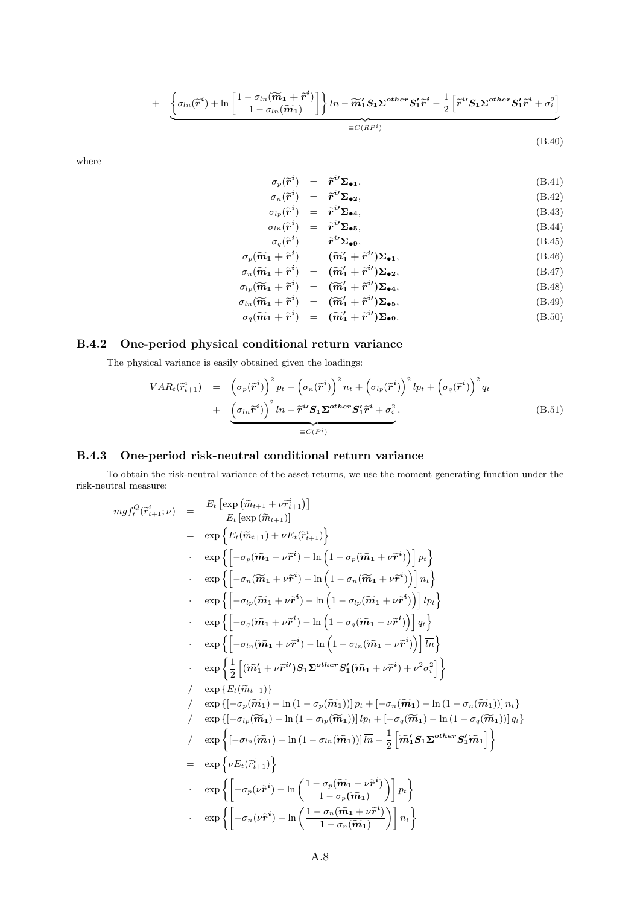$$+ \underbrace{\left\{\sigma_{ln}(\widetilde{\boldsymbol{r}}^{\boldsymbol{i}}) + \ln\left[\frac{1-\sigma_{ln}(\widetilde{\boldsymbol{m}}_{\boldsymbol{1}}+\widetilde{\boldsymbol{r}}^{\boldsymbol{i}})}{1-\sigma_{ln}(\widetilde{\boldsymbol{m}}_{\boldsymbol{1}})}\right]\right\}\overline{ln} - \widetilde{\boldsymbol{m}}_{\boldsymbol{1}}'\boldsymbol{S}_{\boldsymbol{1}}\boldsymbol{\Sigma}^{\boldsymbol{other}}\boldsymbol{S}_{\boldsymbol{1}}'\widetilde{\boldsymbol{r}}^{\boldsymbol{i}} - \frac{1}{2}\left[\widetilde{\boldsymbol{r}}^{\boldsymbol{i}\prime}\boldsymbol{S}_{\boldsymbol{1}}\boldsymbol{\Sigma}^{\boldsymbol{other}}\boldsymbol{S}_{\boldsymbol{1}}'\widetilde{\boldsymbol{r}}^{\boldsymbol{i}} + \sigma_i^2\right]}_{\equiv C(RP^i)} \tag{B.40}$$

where

$$\sigma_p(\widetilde{\boldsymbol{r}}^{\boldsymbol{i}}) = \widetilde{\boldsymbol{r}}^{\boldsymbol{i}\prime}\boldsymbol{\Sigma}_{\bullet\boldsymbol{1}}, \tag{B.41}$$

$$\sigma_n(\widetilde{\boldsymbol{r}}^{\boldsymbol{i}}) = \widetilde{\boldsymbol{r}}^{\boldsymbol{i}\prime}\boldsymbol{\Sigma}_{\bullet\boldsymbol{2}}, \tag{B.42}$$

$$\sigma_{lp}(\widetilde{\boldsymbol{r}}^{\boldsymbol{i}}) = \widetilde{\boldsymbol{r}}^{\boldsymbol{i}\prime}\boldsymbol{\Sigma}_{\bullet\boldsymbol{4}}, \tag{B.43}$$

$$\sigma_{ln}(\widetilde{\boldsymbol{r}}^{\boldsymbol{i}}) = \widetilde{\boldsymbol{r}}^{\boldsymbol{i}\prime}\boldsymbol{\Sigma}_{\bullet\boldsymbol{5}}, \tag{B.44}$$

$$\sigma_q(\widetilde{\boldsymbol{r}}^{\boldsymbol{i}}) = \widetilde{\boldsymbol{r}}^{\boldsymbol{i}\prime}\boldsymbol{\Sigma}_{\bullet\boldsymbol{9}}, \tag{B.45}$$

$$\sigma_p(\widetilde{\boldsymbol{m}}_{\boldsymbol{1}}+\widetilde{\boldsymbol{r}}^{\boldsymbol{i}}) = (\widetilde{\boldsymbol{m}}_{\boldsymbol{1}}'+\widetilde{\boldsymbol{r}}^{\boldsymbol{i}\prime})\boldsymbol{\Sigma}_{\bullet\boldsymbol{1}}, \tag{B.46}$$

$$\sigma_n(\widetilde{\boldsymbol{m}}_{\boldsymbol{1}}+\widetilde{\boldsymbol{r}}^{\boldsymbol{i}}) = (\widetilde{\boldsymbol{m}}_{\boldsymbol{1}}'+\widetilde{\boldsymbol{r}}^{\boldsymbol{i}\prime})\boldsymbol{\Sigma}_{\bullet\boldsymbol{2}}, \tag{B.47}$$

$$\sigma_{lp}(\widetilde{\boldsymbol{m}}_{\boldsymbol{1}}+\widetilde{\boldsymbol{r}}^{\boldsymbol{i}}) = (\widetilde{\boldsymbol{m}}_{\boldsymbol{1}}'+\widetilde{\boldsymbol{r}}^{\boldsymbol{i}\prime})\boldsymbol{\Sigma}_{\bullet\boldsymbol{4}}, \tag{B.48}$$

$$\sigma_{ln}(\widetilde{\boldsymbol{m}}_{\boldsymbol{1}}+\widetilde{\boldsymbol{r}}^{\boldsymbol{i}}) = (\widetilde{\boldsymbol{m}}_{\boldsymbol{1}}'+\widetilde{\boldsymbol{r}}^{\boldsymbol{i}\prime})\boldsymbol{\Sigma}_{\bullet\boldsymbol{5}}, \tag{B.49}$$

$$\sigma_q(\widetilde{\boldsymbol{m}}_{\boldsymbol{1}}+\widetilde{\boldsymbol{r}}^{\boldsymbol{i}}) = (\widetilde{\boldsymbol{m}}_{\boldsymbol{1}}'+\widetilde{\boldsymbol{r}}^{\boldsymbol{i}\prime})\boldsymbol{\Sigma}_{\bullet\boldsymbol{9}}. \tag{B.50}$$

### B.4.2 One-period physical conditional return variance

The physical variance is easily obtained given the loadings:

$$\begin{aligned} VAR_t(\widetilde{r}_{t+1}^i) &= \left(\sigma_p(\widetilde{\boldsymbol{r}}^{\boldsymbol{i}})\right)^2 p_t + \left(\sigma_n(\widetilde{\boldsymbol{r}}^{\boldsymbol{i}})\right)^2 n_t + \left(\sigma_{lp}(\widetilde{\boldsymbol{r}}^{\boldsymbol{i}})\right)^2 lp_t + \left(\sigma_q(\widetilde{\boldsymbol{r}}^{\boldsymbol{i}})\right)^2 q_t \\ &+ \underbrace{\left(\sigma_{ln}\widetilde{\boldsymbol{r}}^{\boldsymbol{i}})\right)^2 \overline{ln} + \widetilde{\boldsymbol{r}}^{\boldsymbol{i}\prime}\boldsymbol{S}_{\boldsymbol{1}}\boldsymbol{\Sigma}^{\boldsymbol{other}}\boldsymbol{S}_{\boldsymbol{1}}'\widetilde{\boldsymbol{r}}^{\boldsymbol{i}} + \sigma_i^2}_{\equiv C(P^i)}. \end{aligned} \tag{B.51}$$

### B.4.3 One-period risk-neutral conditional return variance

To obtain the risk-neutral variance of the asset returns, we use the moment generating function under the risk-neutral measure:

$$\begin{aligned} mgf_t^Q(\widetilde{r}_{t+1}^i;\nu) &= \frac{E_t\left[\exp\left(\widetilde{m}_{t+1}+\nu\widetilde{r}_{t+1}^i\right)\right]}{E_t\left[\exp\left(\widetilde{m}_{t+1}\right)\right]} \\ &= \exp\left\{E_t(\widetilde{m}_{t+1})+\nu E_t(\widetilde{r}_{t+1}^i)\right\} \\ &\cdot \quad \exp\left\{\left[-\sigma_p(\widetilde{\boldsymbol{m}}_{\boldsymbol{1}}+\nu\widetilde{\boldsymbol{r}}^{\boldsymbol{i}}) - \ln\left(1-\sigma_p(\widetilde{\boldsymbol{m}}_{\boldsymbol{1}}+\nu\widetilde{\boldsymbol{r}}^{\boldsymbol{i}})\right)\right]p_t\right\} \\ &\cdot \quad \exp\left\{\left[-\sigma_n(\widetilde{\boldsymbol{m}}_{\boldsymbol{1}}+\nu\widetilde{\boldsymbol{r}}^{\boldsymbol{i}}) - \ln\left(1-\sigma_n(\widetilde{\boldsymbol{m}}_{\boldsymbol{1}}+\nu\widetilde{\boldsymbol{r}}^{\boldsymbol{i}})\right)\right]n_t\right\} \\ &\cdot \quad \exp\left\{\left[-\sigma_{lp}(\widetilde{\boldsymbol{m}}_{\boldsymbol{1}}+\nu\widetilde{\boldsymbol{r}}^{\boldsymbol{i}}) - \ln\left(1-\sigma_{lp}(\widetilde{\boldsymbol{m}}_{\boldsymbol{1}}+\nu\widetilde{\boldsymbol{r}}^{\boldsymbol{i}})\right)\right]lp_t\right\} \\ &\cdot \quad \exp\left\{\left[-\sigma_q(\widetilde{\boldsymbol{m}}_{\boldsymbol{1}}+\nu\widetilde{\boldsymbol{r}}^{\boldsymbol{i}}) - \ln\left(1-\sigma_q(\widetilde{\boldsymbol{m}}_{\boldsymbol{1}}+\nu\widetilde{\boldsymbol{r}}^{\boldsymbol{i}})\right)\right]q_t\right\} \\ &\cdot \quad \exp\left\{\left[-\sigma_{ln}(\widetilde{\boldsymbol{m}}_{\boldsymbol{1}}+\nu\widetilde{\boldsymbol{r}}^{\boldsymbol{i}}) - \ln\left(1-\sigma_{ln}(\widetilde{\boldsymbol{m}}_{\boldsymbol{1}}+\nu\widetilde{\boldsymbol{r}}^{\boldsymbol{i}})\right)\right]\overline{ln}\right\} \\ &\cdot \quad \exp\left\{\frac{1}{2}\left[(\widetilde{\boldsymbol{m}}_{\boldsymbol{1}}'+\nu\widetilde{\boldsymbol{r}}^{\boldsymbol{i}\prime})\boldsymbol{S}_{\boldsymbol{1}}\boldsymbol{\Sigma}^{\boldsymbol{other}}\boldsymbol{S}_{\boldsymbol{1}}'(\widetilde{\boldsymbol{m}}_{\boldsymbol{1}}+\nu\widetilde{\boldsymbol{r}}^{\boldsymbol{i}}) + \nu^2\sigma_i^2\right]\right\} \\ &/ \quad \exp\left\{E_t(\widetilde{m}_{t+1})\right\} \\ &/ \quad \exp\left\{\left[-\sigma_p(\widetilde{\boldsymbol{m}}_{\boldsymbol{1}}) - \ln\left(1-\sigma_p(\widetilde{\boldsymbol{m}}_{\boldsymbol{1}})\right)\right]p_t + \left[-\sigma_n(\widetilde{\boldsymbol{m}}_{\boldsymbol{1}}) - \ln\left(1-\sigma_n(\widetilde{\boldsymbol{m}}_{\boldsymbol{1}})\right)\right]n_t\right\} \\ &/ \quad \exp\left\{\left[-\sigma_{lp}(\widetilde{\boldsymbol{m}}_{\boldsymbol{1}}) - \ln\left(1-\sigma_{lp}(\widetilde{\boldsymbol{m}}_{\boldsymbol{1}})\right)\right]lp_t + \left[-\sigma_q(\widetilde{\boldsymbol{m}}_{\boldsymbol{1}}) - \ln\left(1-\sigma_q(\widetilde{\boldsymbol{m}}_{\boldsymbol{1}})\right)\right]q_t\right\} \\ &/ \quad \exp\left\{\left[-\sigma_{ln}(\widetilde{\boldsymbol{m}}_{\boldsymbol{1}}) - \ln\left(1-\sigma_{ln}(\widetilde{\boldsymbol{m}}_{\boldsymbol{1}})\right)\right]\overline{ln} + \frac{1}{2}\left[\widetilde{\boldsymbol{m}}_{\boldsymbol{1}}'\boldsymbol{S}_{\boldsymbol{1}}\boldsymbol{\Sigma}^{\boldsymbol{other}}\boldsymbol{S}_{\boldsymbol{1}}'\widetilde{\boldsymbol{m}}_{\boldsymbol{1}}\right]\right\} \\ &= \exp\left\{\nu E_t(\widetilde{r}_{t+1}^i)\right\} \\ &\cdot \quad \exp\left\{\left[-\sigma_p(\nu\widetilde{\boldsymbol{r}}^{\boldsymbol{i}}) - \ln\left(\frac{1-\sigma_p(\widetilde{\boldsymbol{m}}_{\boldsymbol{1}}+\nu\widetilde{\boldsymbol{r}}^{\boldsymbol{i}})}{1-\sigma_p(\widetilde{\boldsymbol{m}}_{\boldsymbol{1}})}\right)\right]p_t\right\} \\ &\cdot \quad \exp\left\{\left[-\sigma_n(\nu\widetilde{\boldsymbol{r}}^{\boldsymbol{i}}) - \ln\left(\frac{1-\sigma_n(\widetilde{\boldsymbol{m}}_{\boldsymbol{1}}+\nu\widetilde{\boldsymbol{r}}^{\boldsymbol{i}})}{1-\sigma_n(\widetilde{\boldsymbol{m}}_{\boldsymbol{1}})}\right)\right]n_t\right\} \end{aligned}$$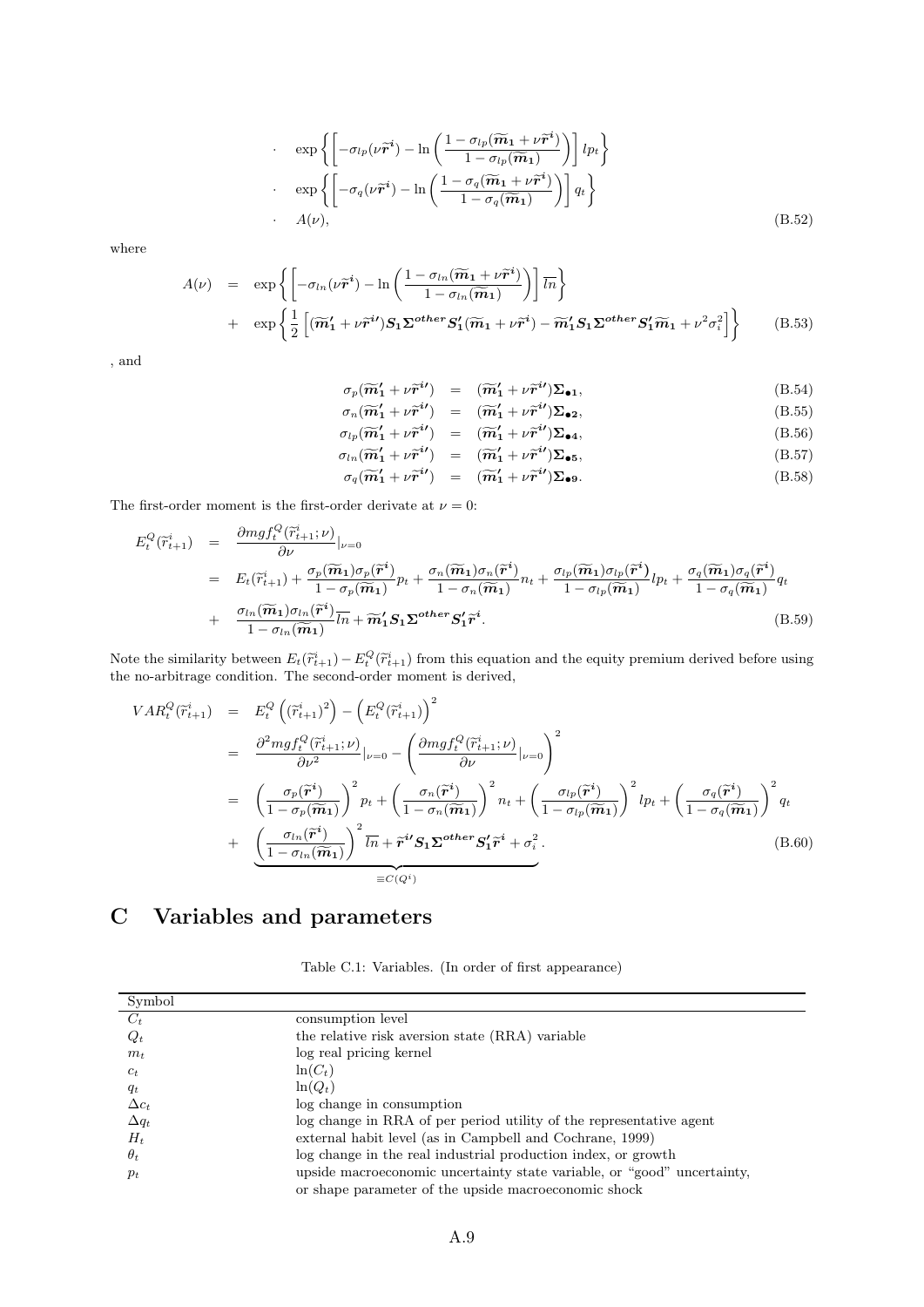$$
\begin{aligned}
&\cdot \quad \exp\left\{\left[-\sigma_{lp}(\nu\widetilde{\boldsymbol{r}}^{\boldsymbol{i}}) - \ln\left(\frac{1-\sigma_{lp}(\widetilde{\boldsymbol{m}}_{\boldsymbol{1}}+\nu\widetilde{\boldsymbol{r}}^{\boldsymbol{i}})}{1-\sigma_{lp}(\widetilde{\boldsymbol{m}}_{\boldsymbol{1}})}\right)\right] lp_t\right\} \\
&\cdot \quad \exp\left\{\left[-\sigma_{q}(\nu\widetilde{\boldsymbol{r}}^{\boldsymbol{i}}) - \ln\left(\frac{1-\sigma_{q}(\widetilde{\boldsymbol{m}}_{\boldsymbol{1}}+\nu\widetilde{\boldsymbol{r}}^{\boldsymbol{i}})}{1-\sigma_{q}(\widetilde{\boldsymbol{m}}_{\boldsymbol{1}})}\right)\right] q_t\right\} \\
&\cdot \quad A(\nu),
\end{aligned}
\tag{B.52}
$$

where

$$
\begin{aligned}
A(\nu) &= \exp\left\{\left[-\sigma_{ln}(\nu\widetilde{\boldsymbol{r}}^{\boldsymbol{i}}) - \ln\left(\frac{1-\sigma_{ln}(\widetilde{\boldsymbol{m}}_{\boldsymbol{1}}+\nu\widetilde{\boldsymbol{r}}^{\boldsymbol{i}})}{1-\sigma_{ln}(\widetilde{\boldsymbol{m}}_{\boldsymbol{1}})}\right)\right] \overline{ln}\right\} \\
&+ \exp\left\{\frac{1}{2}\left[(\widetilde{\boldsymbol{m}}_{\boldsymbol{1}}' + \nu\widetilde{\boldsymbol{r}}^{\boldsymbol{i}\prime})\boldsymbol{S_1}\boldsymbol{\Sigma^{other}}\boldsymbol{S_1'}(\widetilde{\boldsymbol{m}}_{\boldsymbol{1}}+\nu\widetilde{\boldsymbol{r}}^{\boldsymbol{i}}) - \widetilde{\boldsymbol{m}}_{\boldsymbol{1}}'\boldsymbol{S_1}\boldsymbol{\Sigma^{other}}\boldsymbol{S_1'}\widetilde{\boldsymbol{m}}_{\boldsymbol{1}} + \nu^2\sigma_i^2\right]\right\}
\end{aligned}
\tag{B.53}
$$

, and

$$
\sigma_p(\widetilde{\boldsymbol{m}}_{\boldsymbol{1}}' + \nu\widetilde{\boldsymbol{r}}^{\boldsymbol{i}\prime}) = (\widetilde{\boldsymbol{m}}_{\boldsymbol{1}}' + \nu\widetilde{\boldsymbol{r}}^{\boldsymbol{i}\prime})\boldsymbol{\Sigma_{\bullet 1}}, \tag{B.54}
$$

$$
\sigma_n(\widetilde{\boldsymbol{m}}_{\boldsymbol{1}}' + \nu\widetilde{\boldsymbol{r}}^{\boldsymbol{i}\prime}) = (\widetilde{\boldsymbol{m}}_{\boldsymbol{1}}' + \nu\widetilde{\boldsymbol{r}}^{\boldsymbol{i}\prime})\boldsymbol{\Sigma_{\bullet 2}}, \tag{B.55}
$$

$$
\sigma_{lp}(\widetilde{\boldsymbol{m}}_{\boldsymbol{1}}' + \nu\widetilde{\boldsymbol{r}}^{\boldsymbol{i}\prime}) = (\widetilde{\boldsymbol{m}}_{\boldsymbol{1}}' + \nu\widetilde{\boldsymbol{r}}^{\boldsymbol{i}\prime})\boldsymbol{\Sigma_{\bullet 4}}, \tag{B.56}
$$

$$
\sigma_{ln}(\widetilde{\boldsymbol{m}}_{\boldsymbol{1}}' + \nu\widetilde{\boldsymbol{r}}^{\boldsymbol{i}\prime}) = (\widetilde{\boldsymbol{m}}_{\boldsymbol{1}}' + \nu\widetilde{\boldsymbol{r}}^{\boldsymbol{i}\prime})\boldsymbol{\Sigma_{\bullet 5}}, \tag{B.57}
$$

$$
\sigma_q(\widetilde{\boldsymbol{m}}_{\boldsymbol{1}}' + \nu\widetilde{\boldsymbol{r}}^{\boldsymbol{i}\prime}) = (\widetilde{\boldsymbol{m}}_{\boldsymbol{1}}' + \nu\widetilde{\boldsymbol{r}}^{\boldsymbol{i}\prime})\boldsymbol{\Sigma_{\bullet 9}}. \tag{B.58}
$$

The first-order moment is the first-order derivate at $\nu = 0$:

$$
\begin{aligned}
E_t^Q(\widetilde{r}_{t+1}^i) &= \frac{\partial mgf_t^Q(\widetilde{r}_{t+1}^i;\nu)}{\partial \nu}\Big|_{\nu=0} \\
&= E_t(\widetilde{r}_{t+1}^i) + \frac{\sigma_p(\widetilde{\boldsymbol{m}}_{\boldsymbol{1}})\sigma_p(\widetilde{\boldsymbol{r}}^{\boldsymbol{i}})}{1-\sigma_p(\widetilde{\boldsymbol{m}}_{\boldsymbol{1}})}p_t + \frac{\sigma_n(\widetilde{\boldsymbol{m}}_{\boldsymbol{1}})\sigma_n(\widetilde{\boldsymbol{r}}^{\boldsymbol{i}})}{1-\sigma_n(\widetilde{\boldsymbol{m}}_{\boldsymbol{1}})}n_t + \frac{\sigma_{lp}(\widetilde{\boldsymbol{m}}_{\boldsymbol{1}})\sigma_{lp}(\widetilde{\boldsymbol{r}}^{\boldsymbol{i}})}{1-\sigma_{lp}(\widetilde{\boldsymbol{m}}_{\boldsymbol{1}})}lp_t + \frac{\sigma_q(\widetilde{\boldsymbol{m}}_{\boldsymbol{1}})\sigma_q(\widetilde{\boldsymbol{r}}^{\boldsymbol{i}})}{1-\sigma_q(\widetilde{\boldsymbol{m}}_{\boldsymbol{1}})}q_t \\
&+ \frac{\sigma_{ln}(\widetilde{\boldsymbol{m}}_{\boldsymbol{1}})\sigma_{ln}(\widetilde{\boldsymbol{r}}^{\boldsymbol{i}})}{1-\sigma_{ln}(\widetilde{\boldsymbol{m}}_{\boldsymbol{1}})}\overline{ln} + \widetilde{\boldsymbol{m}}_{\boldsymbol{1}}'\boldsymbol{S_1}\boldsymbol{\Sigma^{other}}\boldsymbol{S_1'}\widetilde{\boldsymbol{r}}^{\boldsymbol{i}}.
\end{aligned}
\tag{B.59}
$$

Note the similarity between $E_t(\widetilde{r}_{t+1}^i) - E_t^Q(\widetilde{r}_{t+1}^i)$ from this equation and the equity premium derived before using the no-arbitrage condition. The second-order moment is derived,

$$
\begin{aligned}
VAR_t^Q(\widetilde{r}_{t+1}^i) &= E_t^Q\left((\widetilde{r}_{t+1}^i)^2\right) - \left(E_t^Q(\widetilde{r}_{t+1}^i)\right)^2 \\
&= \frac{\partial^2 mgf_t^Q(\widetilde{r}_{t+1}^i;\nu)}{\partial \nu^2}\Big|_{\nu=0} - \left(\frac{\partial mgf_t^Q(\widetilde{r}_{t+1}^i;\nu)}{\partial \nu}\Big|_{\nu=0}\right)^2 \\
&= \left(\frac{\sigma_p(\widetilde{\boldsymbol{r}}^{\boldsymbol{i}})}{1-\sigma_p(\widetilde{\boldsymbol{m}}_{\boldsymbol{1}})}\right)^2 p_t + \left(\frac{\sigma_n(\widetilde{\boldsymbol{r}}^{\boldsymbol{i}})}{1-\sigma_n(\widetilde{\boldsymbol{m}}_{\boldsymbol{1}})}\right)^2 n_t + \left(\frac{\sigma_{lp}(\widetilde{\boldsymbol{r}}^{\boldsymbol{i}})}{1-\sigma_{lp}(\widetilde{\boldsymbol{m}}_{\boldsymbol{1}})}\right)^2 lp_t + \left(\frac{\sigma_q(\widetilde{\boldsymbol{r}}^{\boldsymbol{i}})}{1-\sigma_q(\widetilde{\boldsymbol{m}}_{\boldsymbol{1}})}\right)^2 q_t \\
&+ \underbrace{\left(\frac{\sigma_{ln}(\widetilde{\boldsymbol{r}}^{\boldsymbol{i}})}{1-\sigma_{ln}(\widetilde{\boldsymbol{m}}_{\boldsymbol{1}})}\right)^2 \overline{ln} + \widetilde{\boldsymbol{r}}^{\boldsymbol{i}\prime}\boldsymbol{S_1}\boldsymbol{\Sigma^{other}}\boldsymbol{S_1'}\widetilde{\boldsymbol{r}}^{\boldsymbol{i}} + \sigma_i^2}_{\equiv C(Q^i)}.
\end{aligned}
\tag{B.60}
$$

# C Variables and parameters

Table C.1: Variables. (In order of first appearance)

| Symbol | |
|---|---|
| $C_t$ | consumption level |
| $Q_t$ | the relative risk aversion state (RRA) variable |
| $m_t$ | log real pricing kernel |
| $c_t$ | $\ln(C_t)$ |
| $q_t$ | $\ln(Q_t)$ |
| $\Delta c_t$ | log change in consumption |
| $\Delta q_t$ | log change in RRA of per period utility of the representative agent |
| $H_t$ | external habit level (as in Campbell and Cochrane, 1999) |
| $\theta_t$ | log change in the real industrial production index, or growth |
| $p_t$ | upside macroeconomic uncertainty state variable, or "good" uncertainty, or shape parameter of the upside macroeconomic shock |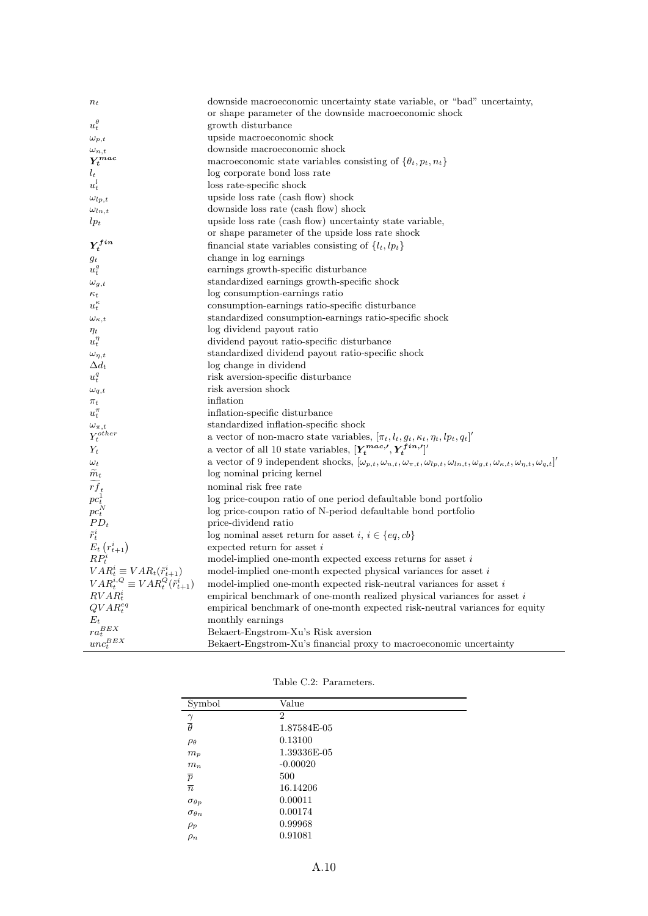| | |
|---|---|
| $n_t$ | downside macroeconomic uncertainty state variable, or "bad" uncertainty, or shape parameter of the downside macroeconomic shock |
| $u_t^{\theta}$ | growth disturbance |
| $\omega_{p,t}$ | upside macroeconomic shock |
| $\omega_{n,t}$ | downside macroeconomic shock |
| $\boldsymbol{Y_t^{mac}}$ | macroeconomic state variables consisting of $\{\theta_t, p_t, n_t\}$ |
| $l_t$ | log corporate bond loss rate |
| $u_t^l$ | loss rate-specific shock |
| $\omega_{lp,t}$ | upside loss rate (cash flow) shock |
| $\omega_{ln,t}$ | downside loss rate (cash flow) shock |
| $lp_t$ | upside loss rate (cash flow) uncertainty state variable, or shape parameter of the upside loss rate shock |
| $\boldsymbol{Y_t^{fin}}$ | financial state variables consisting of $\{l_t, lp_t\}$ |
| $g_t$ | change in log earnings |
| $u_t^g$ | earnings growth-specific disturbance |
| $\omega_{g,t}$ | standardized earnings growth-specific shock |
| $\kappa_t$ | log consumption-earnings ratio |
| $u_t^{\kappa}$ | consumption-earnings ratio-specific disturbance |
| $\omega_{\kappa,t}$ | standardized consumption-earnings ratio-specific shock |
| $\eta_t$ | log dividend payout ratio |
| $u_t^{\eta}$ | dividend payout ratio-specific disturbance |
| $\omega_{\eta,t}$ | standardized dividend payout ratio-specific shock |
| $\Delta d_t$ | log change in dividend |
| $u_t^q$ | risk aversion-specific disturbance |
| $\omega_{q,t}$ | risk aversion shock |
| $\pi_t$ | inflation |
| $u_t^{\pi}$ | inflation-specific disturbance |
| $\omega_{\pi,t}$ | standardized inflation-specific shock |
| $Y_t^{other}$ | a vector of non-macro state variables, $[\pi_t, l_t, g_t, \kappa_t, \eta_t, lp_t, q_t]'$ |
| $Y_t$ | a vector of all 10 state variables, $[\boldsymbol{Y_t^{mac,\prime}}, \boldsymbol{Y_t^{fin,\prime}}]'$ |
| $\omega_t$ | a vector of 9 independent shocks, $[\omega_{p,t}, \omega_{n,t}, \omega_{\pi,t}, \omega_{lp,t}, \omega_{ln,t}, \omega_{g,t}, \omega_{\kappa,t}, \omega_{\eta,t}, \omega_{q,t}]'$ |
| $\widetilde{m}_t$ | log nominal pricing kernel |
| $\widetilde{rf}_t$ | nominal risk free rate |
| $pc_t^1$ | log price-coupon ratio of one period defaultable bond portfolio |
| $pc_t^N$ | log price-coupon ratio of N-period defaultable bond portfolio |
| $PD_t$ | price-dividend ratio |
| $\tilde{r}_t^i$ | log nominal asset return for asset $i$, $i \in \{eq, cb\}$ |
| $E_t\left(r_{t+1}^i\right)$ | expected return for asset $i$ |
| $RP_t^i$ | model-implied one-month expected excess returns for asset $i$ |
| $VAR_t^i \equiv VAR_t(\tilde{r}_{t+1}^i)$ | model-implied one-month expected physical variances for asset $i$ |
| $VAR_t^{i,Q} \equiv VAR_t^Q(\tilde{r}_{t+1}^i)$ | model-implied one-month expected risk-neutral variances for asset $i$ |
| $RVAR_t^i$ | empirical benchmark of one-month realized physical variances for asset $i$ |
| $QVAR_t^{eq}$ | empirical benchmark of one-month expected risk-neutral variances for equity |
| $E_t$ | monthly earnings |
| $ra_t^{BEX}$ | Bekaert-Engstrom-Xu's Risk aversion |
| $unc_t^{BEX}$ | Bekaert-Engstrom-Xu's financial proxy to macroeconomic uncertainty |

Table C.2: Parameters.

| Symbol | Value |
|---|---|
| $\gamma$ | 2 |
| $\overline{\theta}$ | 1.87584E-05 |
| $\rho_\theta$ | 0.13100 |
| $m_p$ | 1.39336E-05 |
| $m_n$ | -0.00020 |
| $\overline{p}$ | 500 |
| $\overline{n}$ | 16.14206 |
| $\sigma_{\theta p}$ | 0.00011 |
| $\sigma_{\theta n}$ | 0.00174 |
| $\rho_p$ | 0.99968 |
| $\rho_n$ | 0.91081 |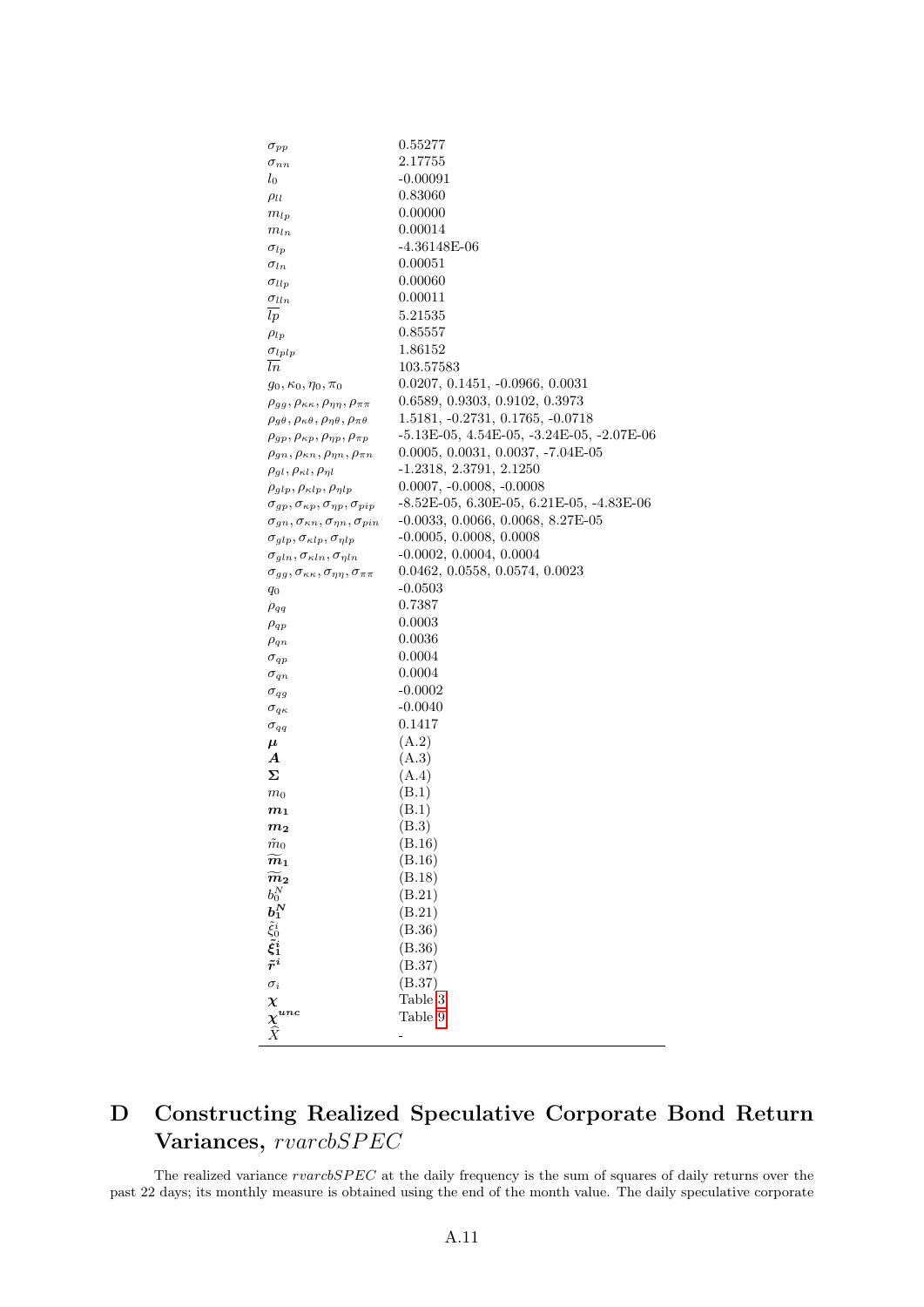| | |
|---|---|
| $\sigma_{pp}$ | 0.55277 |
| $\sigma_{nn}$ | 2.17755 |
| $l_0$ | -0.00091 |
| $\rho_{ll}$ | 0.83060 |
| $m_{lp}$ | 0.00000 |
| $m_{ln}$ | 0.00014 |
| $\sigma_{lp}$ | -4.36148E-06 |
| $\sigma_{ln}$ | 0.00051 |
| $\sigma_{llp}$ | 0.00060 |
| $\sigma_{lln}$ | 0.00011 |
| $\overline{lp}$ | 5.21535 |
| $\rho_{lp}$ | 0.85557 |
| $\sigma_{lplp}$ | 1.86152 |
| $\overline{ln}$ | 103.57583 |
| $g_0, \kappa_0, \eta_0, \pi_0$ | 0.0207, 0.1451, -0.0966, 0.0031 |
| $\rho_{gg}, \rho_{\kappa\kappa}, \rho_{\eta\eta}, \rho_{\pi\pi}$ | 0.6589, 0.9303, 0.9102, 0.3973 |
| $\rho_{g\theta}, \rho_{\kappa\theta}, \rho_{\eta\theta}, \rho_{\pi\theta}$ | 1.5181, -0.2731, 0.1765, -0.0718 |
| $\rho_{gp}, \rho_{\kappa p}, \rho_{\eta p}, \rho_{\pi p}$ | -5.13E-05, 4.54E-05, -3.24E-05, -2.07E-06 |
| $\rho_{gn}, \rho_{\kappa n}, \rho_{\eta n}, \rho_{\pi n}$ | 0.0005, 0.0031, 0.0037, -7.04E-05 |
| $\rho_{gl}, \rho_{\kappa l}, \rho_{\eta l}$ | -1.2318, 2.3791, 2.1250 |
| $\rho_{glp}, \rho_{\kappa lp}, \rho_{\eta lp}$ | 0.0007, -0.0008, -0.0008 |
| $\sigma_{gp}, \sigma_{\kappa p}, \sigma_{\eta p}, \sigma_{pip}$ | -8.52E-05, 6.30E-05, 6.21E-05, -4.83E-06 |
| $\sigma_{gn}, \sigma_{\kappa n}, \sigma_{\eta n}, \sigma_{pin}$ | -0.0033, 0.0066, 0.0068, 8.27E-05 |
| $\sigma_{glp}, \sigma_{\kappa lp}, \sigma_{\eta lp}$ | -0.0005, 0.0008, 0.0008 |
| $\sigma_{gln}, \sigma_{\kappa ln}, \sigma_{\eta ln}$ | -0.0002, 0.0004, 0.0004 |
| $\sigma_{gg}, \sigma_{\kappa\kappa}, \sigma_{\eta\eta}, \sigma_{\pi\pi}$ | 0.0462, 0.0558, 0.0574, 0.0023 |
| $q_0$ | -0.0503 |
| $\rho_{qq}$ | 0.7387 |
| $\rho_{qp}$ | 0.0003 |
| $\rho_{qn}$ | 0.0036 |
| $\sigma_{qp}$ | 0.0004 |
| $\sigma_{qn}$ | 0.0004 |
| $\sigma_{qg}$ | -0.0002 |
| $\sigma_{q\kappa}$ | -0.0040 |
| $\sigma_{qq}$ | 0.1417 |
| $\boldsymbol{\mu}$ | (A.2) |
| $\boldsymbol{A}$ | (A.3) |
| $\boldsymbol{\Sigma}$ | (A.4) |
| $m_0$ | (B.1) |
| $\boldsymbol{m_1}$ | (B.1) |
| $\boldsymbol{m_2}$ | (B.3) |
| $\tilde{m}_0$ | (B.16) |
| $\widetilde{\boldsymbol{m}}_{\boldsymbol{1}}$ | (B.16) |
| $\widetilde{\boldsymbol{m}}_{\boldsymbol{2}}$ | (B.18) |
| $b_0^N$ | (B.21) |
| $\boldsymbol{b_1^N}$ | (B.21) |
| $\tilde{\xi}_0^i$ | (B.36) |
| $\tilde{\boldsymbol{\xi}}_{\boldsymbol{1}}^{\boldsymbol{i}}$ | (B.36) |
| $\tilde{\boldsymbol{r}}^{\boldsymbol{i}}$ | (B.37) |
| $\sigma_i$ | (B.37) |
| $\boldsymbol{\chi}$ | Table 3 |
| $\boldsymbol{\chi^{unc}}$ | Table 9 |
| $\widehat{X}$ | - |

# D Constructing Realized Speculative Corporate Bond Return Variances, $rvarcbSPEC$

The realized variance $rvarcbSPEC$ at the daily frequency is the sum of squares of daily returns over the past 22 days; its monthly measure is obtained using the end of the month value. The daily speculative corporate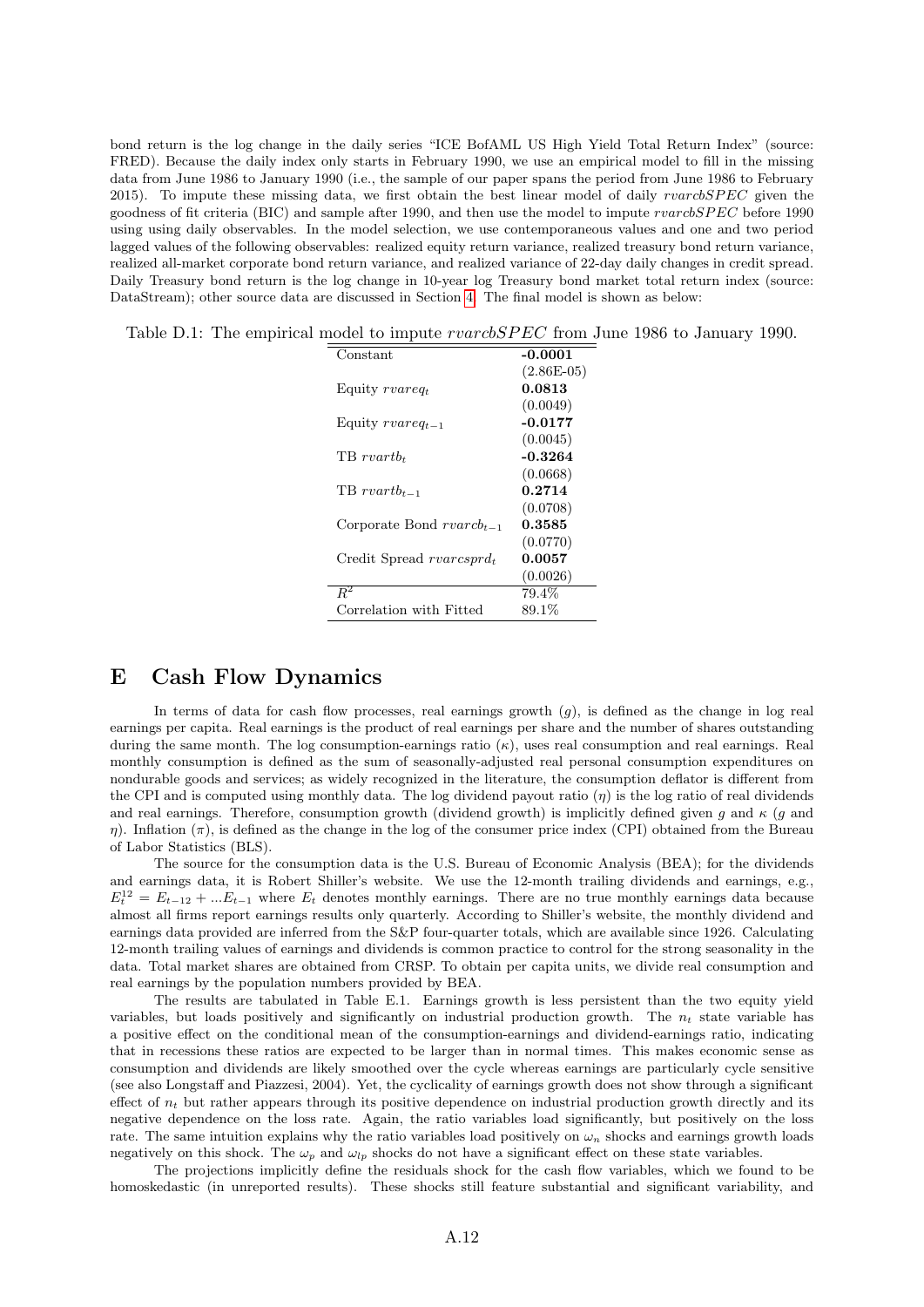bond return is the log change in the daily series "ICE BofAML US High Yield Total Return Index" (source: FRED). Because the daily index only starts in February 1990, we use an empirical model to fill in the missing data from June 1986 to January 1990 (i.e., the sample of our paper spans the period from June 1986 to February 2015). To impute these missing data, we first obtain the best linear model of daily $rvarcbSPEC$ given the goodness of fit criteria (BIC) and sample after 1990, and then use the model to impute $rvarcbSPEC$ before 1990 using using daily observables. In the model selection, we use contemporaneous values and one and two period lagged values of the following observables: realized equity return variance, realized treasury bond return variance, realized all-market corporate bond return variance, and realized variance of 22-day daily changes in credit spread. Daily Treasury bond return is the log change in 10-year log Treasury bond market total return index (source: DataStream); other source data are discussed in Section 4. The final model is shown as below:

Table D.1: The empirical model to impute $rvarcbSPEC$ from June 1986 to January 1990.

| | |
|---|---|
| Constant | **-0.0001** |
| | (2.86E-05) |
| Equity $rvareq_t$ | **0.0813** |
| | (0.0049) |
| Equity $rvareq_{t-1}$ | **-0.0177** |
| | (0.0045) |
| TB $rvartb_t$ | **-0.3264** |
| | (0.0668) |
| TB $rvartb_{t-1}$ | **0.2714** |
| | (0.0708) |
| Corporate Bond $rvarcb_{t-1}$ | **0.3585** |
| | (0.0770) |
| Credit Spread $rvarcsprd_t$ | **0.0057** |
| | (0.0026) |
| $R^2$ | 79.4% |
| Correlation with Fitted | 89.1% |

# E Cash Flow Dynamics

In terms of data for cash flow processes, real earnings growth ($g$), is defined as the change in log real earnings per capita. Real earnings is the product of real earnings per share and the number of shares outstanding during the same month. The log consumption-earnings ratio ($\kappa$), uses real consumption and real earnings. Real monthly consumption is defined as the sum of seasonally-adjusted real personal consumption expenditures on nondurable goods and services; as widely recognized in the literature, the consumption deflator is different from the CPI and is computed using monthly data. The log dividend payout ratio ($\eta$) is the log ratio of real dividends and real earnings. Therefore, consumption growth (dividend growth) is implicitly defined given $g$ and $\kappa$ ($g$ and $\eta$). Inflation ($\pi$), is defined as the change in the log of the consumer price index (CPI) obtained from the Bureau of Labor Statistics (BLS).

The source for the consumption data is the U.S. Bureau of Economic Analysis (BEA); for the dividends and earnings data, it is Robert Shiller's website. We use the 12-month trailing dividends and earnings, e.g., $E_t^{12} = E_{t-12} + ...E_{t-1}$ where $E_t$ denotes monthly earnings. There are no true monthly earnings data because almost all firms report earnings results only quarterly. According to Shiller's website, the monthly dividend and earnings data provided are inferred from the S&P four-quarter totals, which are available since 1926. Calculating 12-month trailing values of earnings and dividends is common practice to control for the strong seasonality in the data. Total market shares are obtained from CRSP. To obtain per capita units, we divide real consumption and real earnings by the population numbers provided by BEA.

The results are tabulated in Table E.1. Earnings growth is less persistent than the two equity yield variables, but loads positively and significantly on industrial production growth. The $n_t$ state variable has a positive effect on the conditional mean of the consumption-earnings and dividend-earnings ratio, indicating that in recessions these ratios are expected to be larger than in normal times. This makes economic sense as consumption and dividends are likely smoothed over the cycle whereas earnings are particularly cycle sensitive (see also Longstaff and Piazzesi, 2004). Yet, the cyclicality of earnings growth does not show through a significant effect of $n_t$ but rather appears through its positive dependence on industrial production growth directly and its negative dependence on the loss rate. Again, the ratio variables load significantly, but positively on the loss rate. The same intuition explains why the ratio variables load positively on $\omega_n$ shocks and earnings growth loads negatively on this shock. The $\omega_p$ and $\omega_{lp}$ shocks do not have a significant effect on these state variables.

The projections implicitly define the residuals shock for the cash flow variables, which we found to be homoskedastic (in unreported results). These shocks still feature substantial and significant variability, and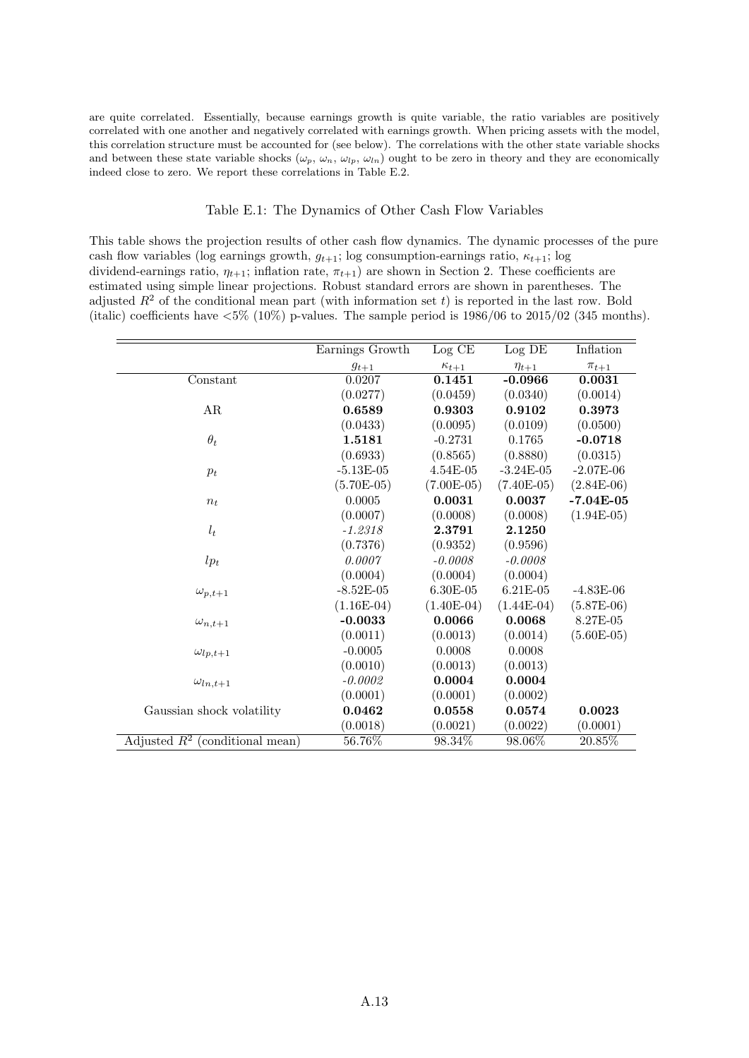are quite correlated. Essentially, because earnings growth is quite variable, the ratio variables are positively correlated with one another and negatively correlated with earnings growth. When pricing assets with the model, this correlation structure must be accounted for (see below). The correlations with the other state variable shocks and between these state variable shocks ($\omega_p$, $\omega_n$, $\omega_{lp}$, $\omega_{ln}$) ought to be zero in theory and they are economically indeed close to zero. We report these correlations in Table E.2.

### Table E.1: The Dynamics of Other Cash Flow Variables

This table shows the projection results of other cash flow dynamics. The dynamic processes of the pure cash flow variables (log earnings growth, $g_{t+1}$; log consumption-earnings ratio, $\kappa_{t+1}$; log dividend-earnings ratio, $\eta_{t+1}$; inflation rate, $\pi_{t+1}$) are shown in Section 2. These coefficients are estimated using simple linear projections. Robust standard errors are shown in parentheses. The adjusted $R^2$ of the conditional mean part (with information set $t$) is reported in the last row. Bold (italic) coefficients have <5% (10%) p-values. The sample period is 1986/06 to 2015/02 (345 months).

| | Earnings Growth | Log CE | Log DE | Inflation |
|---|---|---|---|---|
| | $g_{t+1}$ | $\kappa_{t+1}$ | $\eta_{t+1}$ | $\pi_{t+1}$ |
| Constant | 0.0207 | **0.1451** | **-0.0966** | **0.0031** |
| | (0.0277) | (0.0459) | (0.0340) | (0.0014) |
| AR | **0.6589** | **0.9303** | **0.9102** | **0.3973** |
| | (0.0433) | (0.0095) | (0.0109) | (0.0500) |
| $\theta_t$ | **1.5181** | -0.2731 | 0.1765 | **-0.0718** |
| | (0.6933) | (0.8565) | (0.8880) | (0.0315) |
| $p_t$ | -5.13E-05 | 4.54E-05 | -3.24E-05 | -2.07E-06 |
| | (5.70E-05) | (7.00E-05) | (7.40E-05) | (2.84E-06) |
| $n_t$ | 0.0005 | **0.0031** | **0.0037** | **-7.04E-05** |
| | (0.0007) | (0.0008) | (0.0008) | (1.94E-05) |
| $l_t$ | *-1.2318* | **2.3791** | **2.1250** | |
| | (0.7376) | (0.9352) | (0.9596) | |
| $lp_t$ | *0.0007* | *-0.0008* | *-0.0008* | |
| | (0.0004) | (0.0004) | (0.0004) | |
| $\omega_{p,t+1}$ | -8.52E-05 | 6.30E-05 | 6.21E-05 | -4.83E-06 |
| | (1.16E-04) | (1.40E-04) | (1.44E-04) | (5.87E-06) |
| $\omega_{n,t+1}$ | **-0.0033** | **0.0066** | **0.0068** | 8.27E-05 |
| | (0.0011) | (0.0013) | (0.0014) | (5.60E-05) |
| $\omega_{lp,t+1}$ | -0.0005 | 0.0008 | 0.0008 | |
| | (0.0010) | (0.0013) | (0.0013) | |
| $\omega_{ln,t+1}$ | *-0.0002* | **0.0004** | **0.0004** | |
| | (0.0001) | (0.0001) | (0.0002) | |
| Gaussian shock volatility | **0.0462** | **0.0558** | **0.0574** | **0.0023** |
| | (0.0018) | (0.0021) | (0.0022) | (0.0001) |
| Adjusted $R^2$ (conditional mean) | 56.76% | 98.34% | 98.06% | 20.85% |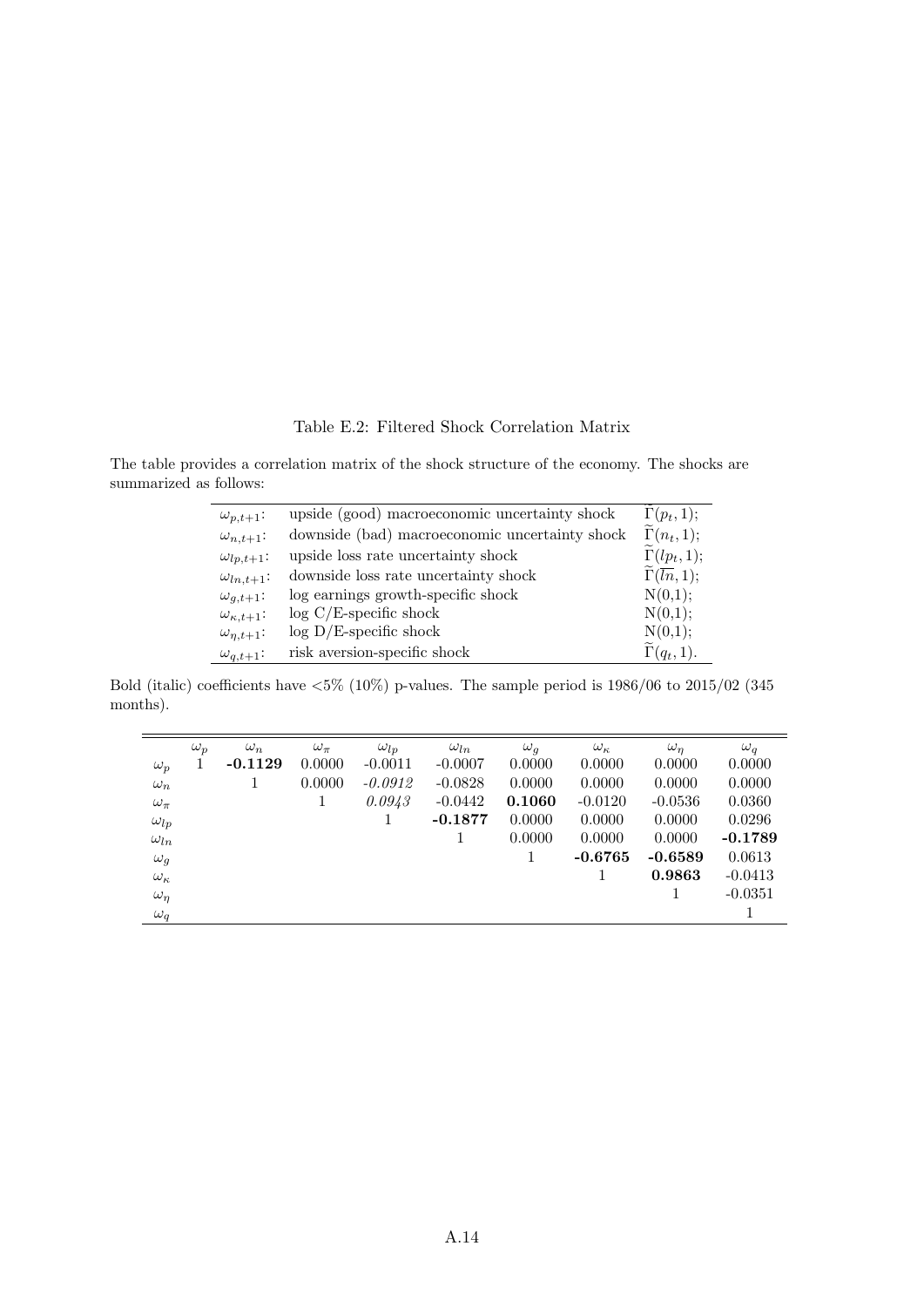Table E.2: Filtered Shock Correlation Matrix

The table provides a correlation matrix of the shock structure of the economy. The shocks are summarized as follows:

| | | |
|---|---|---|
| $\omega_{p,t+1}$: | upside (good) macroeconomic uncertainty shock | $\widetilde{\Gamma}(p_t, 1)$; |
| $\omega_{n,t+1}$: | downside (bad) macroeconomic uncertainty shock | $\widetilde{\Gamma}(n_t, 1)$; |
| $\omega_{lp,t+1}$: | upside loss rate uncertainty shock | $\widetilde{\Gamma}(lp_t, 1)$; |
| $\omega_{ln,t+1}$: | downside loss rate uncertainty shock | $\widetilde{\Gamma}(\overline{ln}, 1)$; |
| $\omega_{g,t+1}$: | log earnings growth-specific shock | N(0,1); |
| $\omega_{\kappa,t+1}$: | log C/E-specific shock | N(0,1); |
| $\omega_{\eta,t+1}$: | log D/E-specific shock | N(0,1); |
| $\omega_{q,t+1}$: | risk aversion-specific shock | $\widetilde{\Gamma}(q_t, 1)$. |

Bold (italic) coefficients have <5% (10%) p-values. The sample period is 1986/06 to 2015/02 (345 months).

| | $\omega_p$ | $\omega_n$ | $\omega_\pi$ | $\omega_{lp}$ | $\omega_{ln}$ | $\omega_g$ | $\omega_\kappa$ | $\omega_\eta$ | $\omega_q$ |
|---|---|---|---|---|---|---|---|---|---|
| $\omega_p$ | 1 | **-0.1129** | 0.0000 | -0.0011 | -0.0007 | 0.0000 | 0.0000 | 0.0000 | 0.0000 |
| $\omega_n$ | | 1 | 0.0000 | *-0.0912* | -0.0828 | 0.0000 | 0.0000 | 0.0000 | 0.0000 |
| $\omega_\pi$ | | | 1 | *0.0943* | -0.0442 | **0.1060** | -0.0120 | -0.0536 | 0.0360 |
| $\omega_{lp}$ | | | | 1 | **-0.1877** | 0.0000 | 0.0000 | 0.0000 | 0.0296 |
| $\omega_{ln}$ | | | | | 1 | 0.0000 | 0.0000 | 0.0000 | **-0.1789** |
| $\omega_g$ | | | | | | 1 | **-0.6765** | **-0.6589** | 0.0613 |
| $\omega_\kappa$ | | | | | | | 1 | **0.9863** | -0.0413 |
| $\omega_\eta$ | | | | | | | | 1 | -0.0351 |
| $\omega_q$ | | | | | | | | | 1 |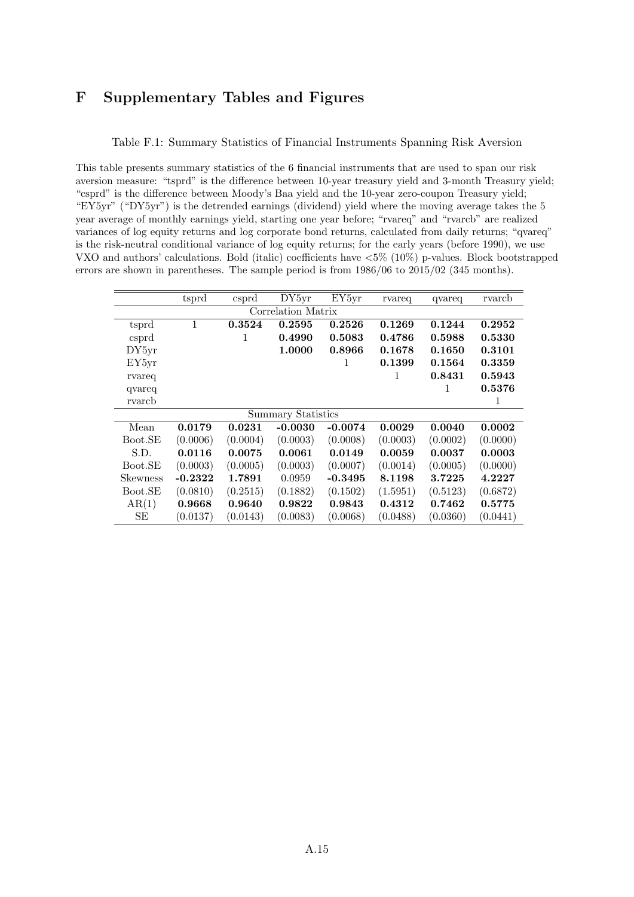# F Supplementary Tables and Figures

Table F.1: Summary Statistics of Financial Instruments Spanning Risk Aversion

This table presents summary statistics of the 6 financial instruments that are used to span our risk aversion measure: "tsprd" is the difference between 10-year treasury yield and 3-month Treasury yield; "csprd" is the difference between Moody's Baa yield and the 10-year zero-coupon Treasury yield; "EY5yr" ("DY5yr") is the detrended earnings (dividend) yield where the moving average takes the 5 year average of monthly earnings yield, starting one year before; "rvareq" and "rvarcb" are realized variances of log equity returns and log corporate bond returns, calculated from daily returns; "qvareq" is the risk-neutral conditional variance of log equity returns; for the early years (before 1990), we use VXO and authors' calculations. Bold (italic) coefficients have <5% (10%) p-values. Block bootstrapped errors are shown in parentheses. The sample period is from 1986/06 to 2015/02 (345 months).

| | tsprd | csprd | DY5yr | EY5yr | rvareq | qvareq | rvarcb |
|---|---|---|---|---|---|---|---|
| | | | Correlation Matrix | | | | |
| tsprd | 1 | **0.3524** | **0.2595** | **0.2526** | **0.1269** | **0.1244** | **0.2952** |
| csprd | | 1 | **0.4990** | **0.5083** | **0.4786** | **0.5988** | **0.5330** |
| DY5yr | | | **1.0000** | **0.8966** | **0.1678** | **0.1650** | **0.3101** |
| EY5yr | | | | 1 | **0.1399** | **0.1564** | **0.3359** |
| rvareq | | | | | 1 | **0.8431** | **0.5943** |
| qvareq | | | | | | 1 | **0.5376** |
| rvarcb | | | | | | | 1 |
| | | | Summary Statistics | | | | |
| Mean | **0.0179** | **0.0231** | **-0.0030** | **-0.0074** | **0.0029** | **0.0040** | **0.0002** |
| Boot.SE | (0.0006) | (0.0004) | (0.0003) | (0.0008) | (0.0003) | (0.0002) | (0.0000) |
| S.D. | **0.0116** | **0.0075** | **0.0061** | **0.0149** | **0.0059** | **0.0037** | **0.0003** |
| Boot.SE | (0.0003) | (0.0005) | (0.0003) | (0.0007) | (0.0014) | (0.0005) | (0.0000) |
| Skewness | **-0.2322** | **1.7891** | 0.0959 | **-0.3495** | **8.1198** | **3.7225** | **4.2227** |
| Boot.SE | (0.0810) | (0.2515) | (0.1882) | (0.1502) | (1.5951) | (0.5123) | (0.6872) |
| AR(1) | **0.9668** | **0.9640** | **0.9822** | **0.9843** | **0.4312** | **0.7462** | **0.5775** |
| SE | (0.0137) | (0.0143) | (0.0083) | (0.0068) | (0.0488) | (0.0360) | (0.0441) |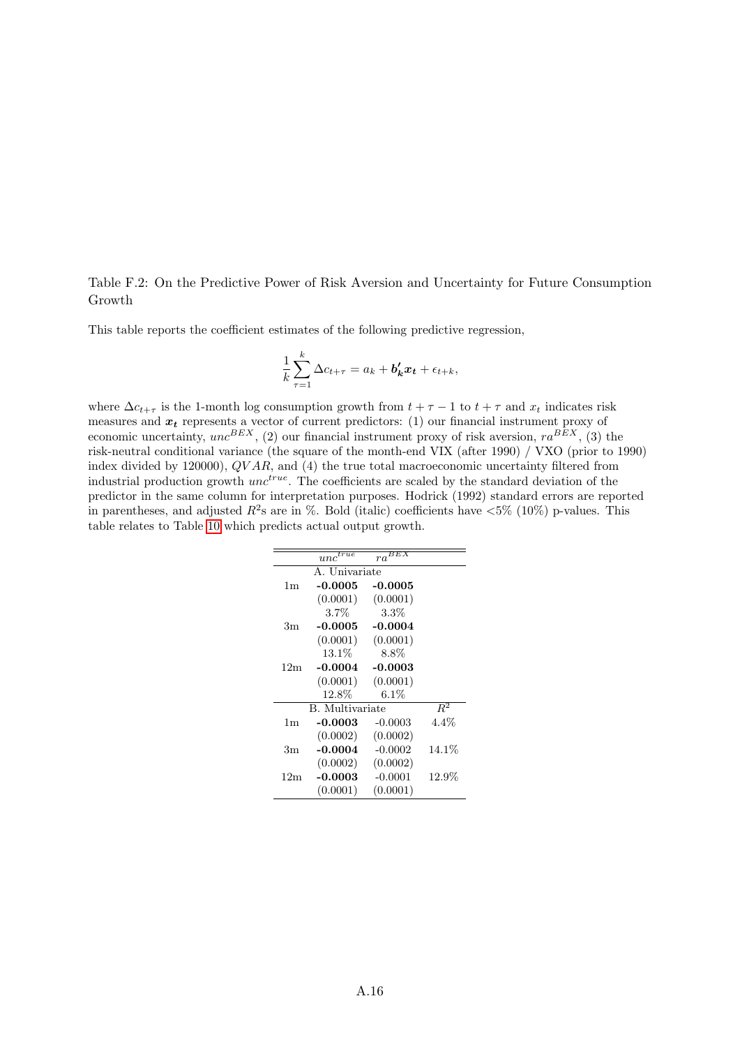Table F.2: On the Predictive Power of Risk Aversion and Uncertainty for Future Consumption Growth

This table reports the coefficient estimates of the following predictive regression,

$$\frac{1}{k}\sum_{\tau=1}^{k} \Delta c_{t+\tau} = a_k + \boldsymbol{b_k'} \boldsymbol{x_t} + \epsilon_{t+k},$$

where $\Delta c_{t+\tau}$ is the 1-month log consumption growth from $t+\tau-1$ to $t+\tau$ and $x_t$ indicates risk measures and $\boldsymbol{x_t}$ represents a vector of current predictors: (1) our financial instrument proxy of economic uncertainty, $unc^{BEX}$, (2) our financial instrument proxy of risk aversion, $ra^{BEX}$, (3) the risk-neutral conditional variance (the square of the month-end VIX (after 1990) / VXO (prior to 1990) index divided by 120000), $QVAR$, and (4) the true total macroeconomic uncertainty filtered from industrial production growth $unc^{true}$. The coefficients are scaled by the standard deviation of the predictor in the same column for interpretation purposes. Hodrick (1992) standard errors are reported in parentheses, and adjusted $R^2$s are in %. Bold (italic) coefficients have <5% (10%) p-values. This table relates to Table 10 which predicts actual output growth.

| | $unc^{true}$ | $ra^{BEX}$ | |
|---|---|---|---|
| | A. Univariate | | |
| 1m | **-0.0005** | **-0.0005** | |
| | (0.0001) | (0.0001) | |
| | 3.7% | 3.3% | |
| 3m | **-0.0005** | **-0.0004** | |
| | (0.0001) | (0.0001) | |
| | 13.1% | 8.8% | |
| 12m | **-0.0004** | **-0.0003** | |
| | (0.0001) | (0.0001) | |
| | 12.8% | 6.1% | |
| | B. Multivariate | | $R^2$ |
| 1m | **-0.0003** | -0.0003 | 4.4% |
| | (0.0002) | (0.0002) | |
| 3m | **-0.0004** | -0.0002 | 14.1% |
| | (0.0002) | (0.0002) | |
| 12m | **-0.0003** | -0.0001 | 12.9% |
| | (0.0001) | (0.0001) | |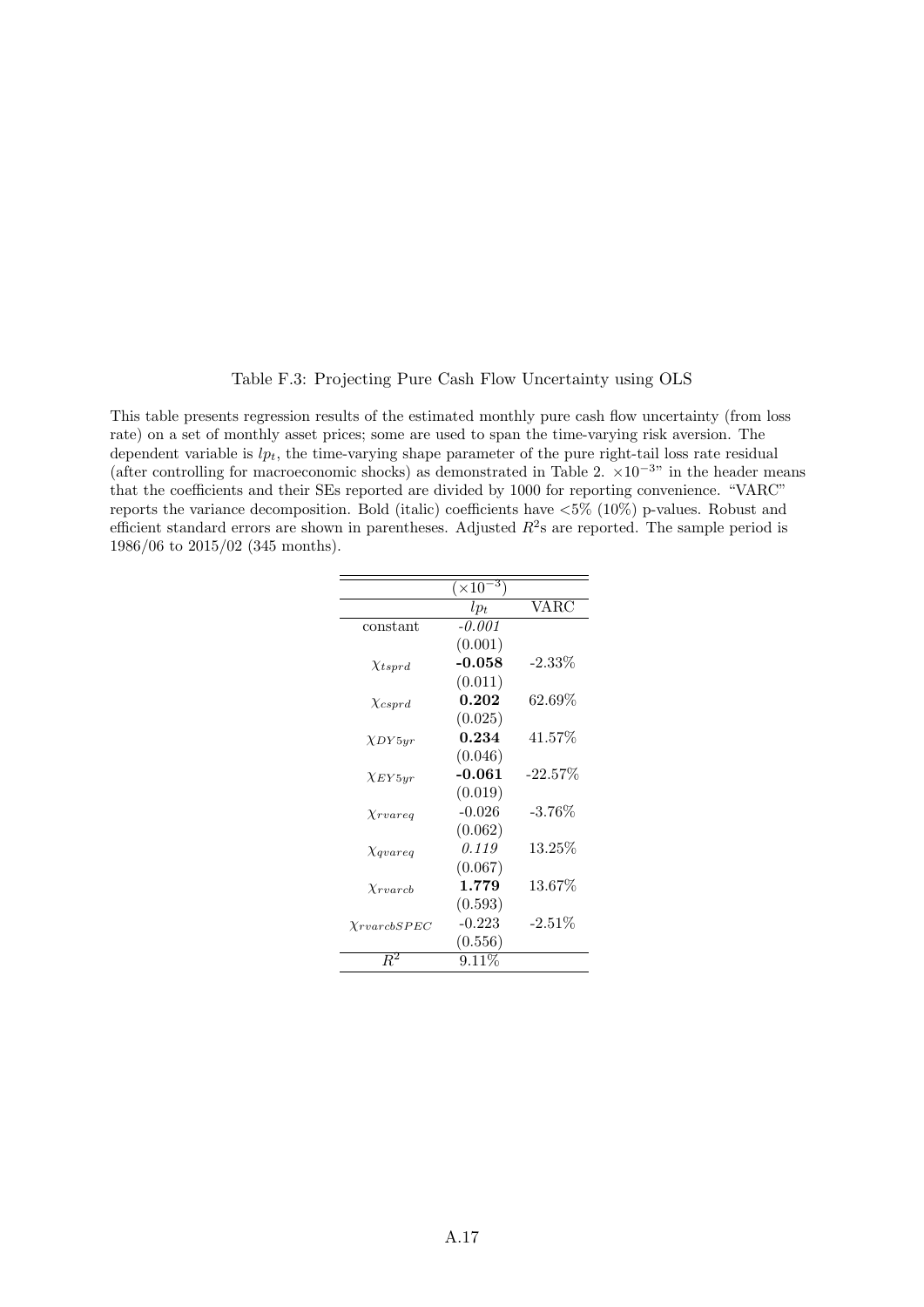Table F.3: Projecting Pure Cash Flow Uncertainty using OLS

This table presents regression results of the estimated monthly pure cash flow uncertainty (from loss rate) on a set of monthly asset prices; some are used to span the time-varying risk aversion. The dependent variable is $lp_t$, the time-varying shape parameter of the pure right-tail loss rate residual (after controlling for macroeconomic shocks) as demonstrated in Table 2. $\times 10^{-3}$" in the header means that the coefficients and their SEs reported are divided by 1000 for reporting convenience. "VARC" reports the variance decomposition. Bold (italic) coefficients have <5% (10%) p-values. Robust and efficient standard errors are shown in parentheses. Adjusted $R^2$s are reported. The sample period is 1986/06 to 2015/02 (345 months).

| | $(\times 10^{-3})$ | |
|---|---|---|
| | $lp_t$ | VARC |
| constant | *-0.001* | |
| | (0.001) | |
| $\chi_{tsprd}$ | **-0.058** | -2.33% |
| | (0.011) | |
| $\chi_{csprd}$ | **0.202** | 62.69% |
| | (0.025) | |
| $\chi_{DY5yr}$ | **0.234** | 41.57% |
| | (0.046) | |
| $\chi_{EY5yr}$ | **-0.061** | -22.57% |
| | (0.019) | |
| $\chi_{rvareq}$ | -0.026 | -3.76% |
| | (0.062) | |
| $\chi_{qvareq}$ | *0.119* | 13.25% |
| | (0.067) | |
| $\chi_{rvarcb}$ | **1.779** | 13.67% |
| | (0.593) | |
| $\chi_{rvarcbSPEC}$ | -0.223 | -2.51% |
| | (0.556) | |
| $R^2$ | 9.11% | |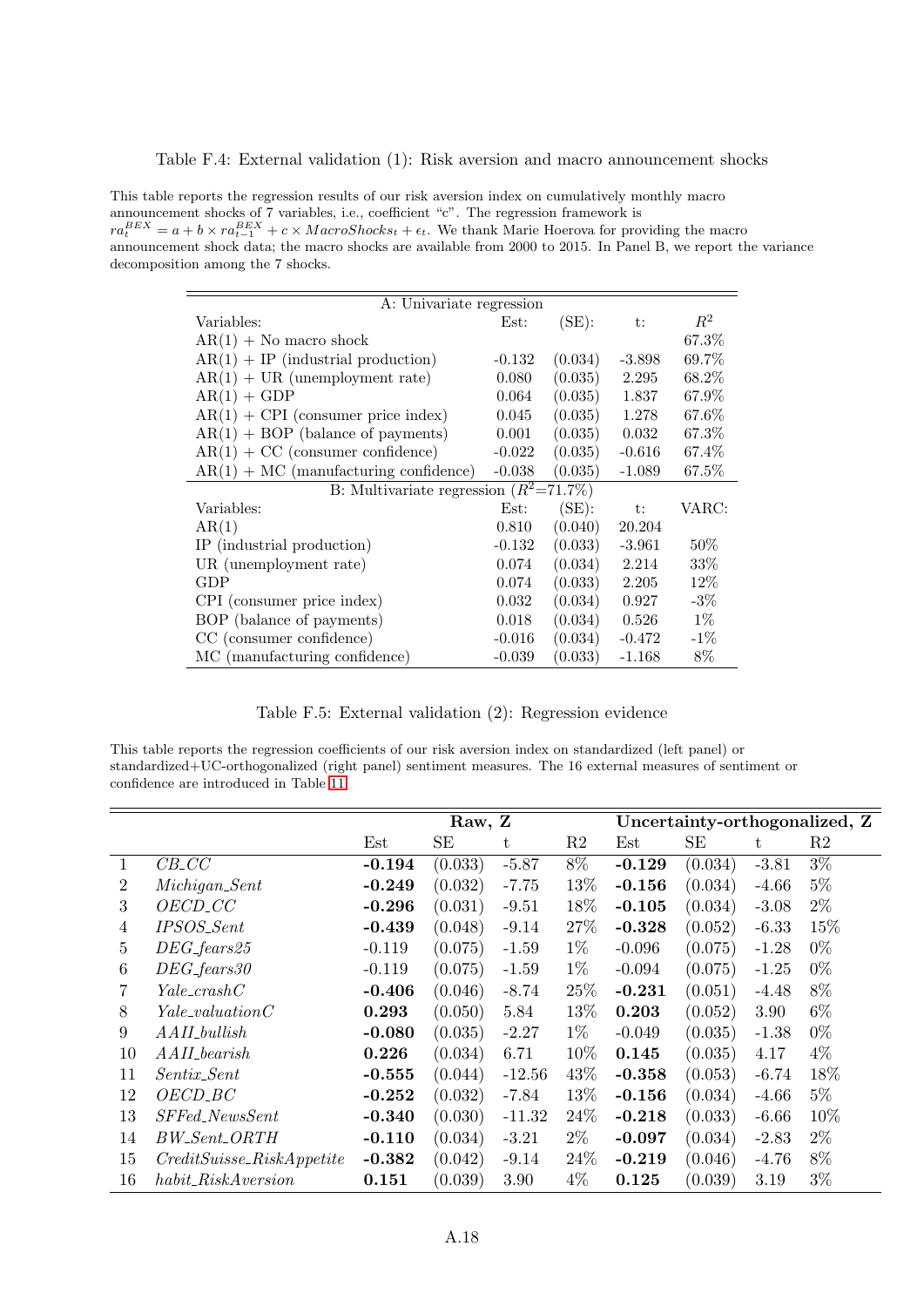Table F.4: External validation (1): Risk aversion and macro announcement shocks

This table reports the regression results of our risk aversion index on cumulatively monthly macro announcement shocks of 7 variables, i.e., coefficient "c". The regression framework is $ra_t^{BEX} = a + b \times ra_{t-1}^{BEX} + c \times MacroShocks_t + \epsilon_t$. We thank Marie Hoerova for providing the macro announcement shock data; the macro shocks are available from 2000 to 2015. In Panel B, we report the variance decomposition among the 7 shocks.

| A: Univariate regression | | | | |
|---|---|---|---|---|
| Variables: | Est: | (SE): | t: | $R^2$ |
| AR(1) + No macro shock | | | | 67.3% |
| AR(1) + IP (industrial production) | -0.132 | (0.034) | -3.898 | 69.7% |
| AR(1) + UR (unemployment rate) | 0.080 | (0.035) | 2.295 | 68.2% |
| AR(1) + GDP | 0.064 | (0.035) | 1.837 | 67.9% |
| AR(1) + CPI (consumer price index) | 0.045 | (0.035) | 1.278 | 67.6% |
| AR(1) + BOP (balance of payments) | 0.001 | (0.035) | 0.032 | 67.3% |
| AR(1) + CC (consumer confidence) | -0.022 | (0.035) | -0.616 | 67.4% |
| AR(1) + MC (manufacturing confidence) | -0.038 | (0.035) | -1.089 | 67.5% |
| **B: Multivariate regression ($R^2$=71.7%)** | | | | |
| Variables: | Est: | (SE): | t: | VARC: |
| AR(1) | 0.810 | (0.040) | 20.204 | |
| IP (industrial production) | -0.132 | (0.033) | -3.961 | 50% |
| UR (unemployment rate) | 0.074 | (0.034) | 2.214 | 33% |
| GDP | 0.074 | (0.033) | 2.205 | 12% |
| CPI (consumer price index) | 0.032 | (0.034) | 0.927 | -3% |
| BOP (balance of payments) | 0.018 | (0.034) | 0.526 | 1% |
| CC (consumer confidence) | -0.016 | (0.034) | -0.472 | -1% |
| MC (manufacturing confidence) | -0.039 | (0.033) | -1.168 | 8% |

Table F.5: External validation (2): Regression evidence

This table reports the regression coefficients of our risk aversion index on standardized (left panel) or standardized+UC-orthogonalized (right panel) sentiment measures. The 16 external measures of sentiment or confidence are introduced in Table 11.

| | | **Raw, Z** | | | | **Uncertainty-orthogonalized, Z** | | | |
|---|---|---|---|---|---|---|---|---|---|
| | | Est | SE | t | R2 | Est | SE | t | R2 |
| 1 | *CB_CC* | **-0.194** | (0.033) | -5.87 | 8% | **-0.129** | (0.034) | -3.81 | 3% |
| 2 | *Michigan_Sent* | **-0.249** | (0.032) | -7.75 | 13% | **-0.156** | (0.034) | -4.66 | 5% |
| 3 | *OECD_CC* | **-0.296** | (0.031) | -9.51 | 18% | **-0.105** | (0.034) | -3.08 | 2% |
| 4 | *IPSOS_Sent* | **-0.439** | (0.048) | -9.14 | 27% | **-0.328** | (0.052) | -6.33 | 15% |
| 5 | *DEG_fears25* | -0.119 | (0.075) | -1.59 | 1% | -0.096 | (0.075) | -1.28 | 0% |
| 6 | *DEG_fears30* | -0.119 | (0.075) | -1.59 | 1% | -0.094 | (0.075) | -1.25 | 0% |
| 7 | *Yale_crashC* | **-0.406** | (0.046) | -8.74 | 25% | **-0.231** | (0.051) | -4.48 | 8% |
| 8 | *Yale_valuationC* | **0.293** | (0.050) | 5.84 | 13% | **0.203** | (0.052) | 3.90 | 6% |
| 9 | *AAII_bullish* | **-0.080** | (0.035) | -2.27 | 1% | -0.049 | (0.035) | -1.38 | 0% |
| 10 | *AAII_bearish* | **0.226** | (0.034) | 6.71 | 10% | **0.145** | (0.035) | 4.17 | 4% |
| 11 | *Sentix_Sent* | **-0.555** | (0.044) | -12.56 | 43% | **-0.358** | (0.053) | -6.74 | 18% |
| 12 | *OECD_BC* | **-0.252** | (0.032) | -7.84 | 13% | **-0.156** | (0.034) | -4.66 | 5% |
| 13 | *SFFed_NewsSent* | **-0.340** | (0.030) | -11.32 | 24% | **-0.218** | (0.033) | -6.66 | 10% |
| 14 | *BW_Sent_ORTH* | **-0.110** | (0.034) | -3.21 | 2% | **-0.097** | (0.034) | -2.83 | 2% |
| 15 | *CreditSuisse_RiskAppetite* | **-0.382** | (0.042) | -9.14 | 24% | **-0.219** | (0.046) | -4.76 | 8% |
| 16 | *habit_RiskAversion* | **0.151** | (0.039) | 3.90 | 4% | **0.125** | (0.039) | 3.19 | 3% |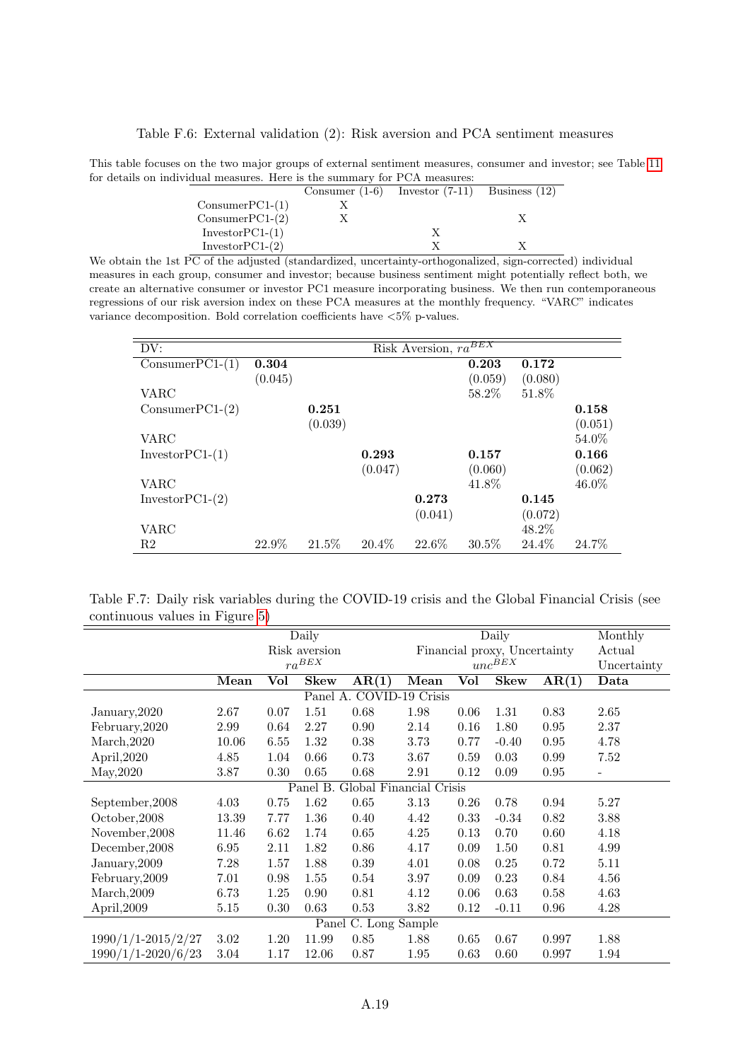Table F.6: External validation (2): Risk aversion and PCA sentiment measures

This table focuses on the two major groups of external sentiment measures, consumer and investor; see Table 11 for details on individual measures. Here is the summary for PCA measures:

| | Consumer (1-6) | Investor (7-11) | Business (12) |
|---|---|---|---|
| ConsumerPC1-(1) | X | | |
| ConsumerPC1-(2) | X | | X |
| InvestorPC1-(1) | | X | |
| InvestorPC1-(2) | | X | X |

We obtain the 1st PC of the adjusted (standardized, uncertainty-orthogonalized, sign-corrected) individual measures in each group, consumer and investor; because business sentiment might potentially reflect both, we create an alternative consumer or investor PC1 measure incorporating business. We then run contemporaneous regressions of our risk aversion index on these PCA measures at the monthly frequency. "VARC" indicates variance decomposition. Bold correlation coefficients have <5% p-values.

| DV: | Risk Aversion, $ra^{BEX}$ | | | | | | |
|---|---|---|---|---|---|---|---|
| ConsumerPC1-(1) | **0.304** | | | | **0.203** | **0.172** | |
| | (0.045) | | | | (0.059) | (0.080) | |
| VARC | | | | | 58.2% | 51.8% | |
| ConsumerPC1-(2) | | **0.251** | | | | | **0.158** |
| | | (0.039) | | | | | (0.051) |
| VARC | | | | | | | 54.0% |
| InvestorPC1-(1) | | | **0.293** | | **0.157** | | **0.166** |
| | | | (0.047) | | (0.060) | | (0.062) |
| VARC | | | | | 41.8% | | 46.0% |
| InvestorPC1-(2) | | | | **0.273** | | **0.145** | |
| | | | | (0.041) | | (0.072) | |
| VARC | | | | | | 48.2% | |
| R2 | 22.9% | 21.5% | 20.4% | 22.6% | 30.5% | 24.4% | 24.7% |

Table F.7: Daily risk variables during the COVID-19 crisis and the Global Financial Crisis (see continuous values in Figure 5)

| | Daily Risk aversion $ra^{BEX}$ | | | | Daily Financial proxy, Uncertainty $unc^{BEX}$ | | | | Monthly Actual Uncertainty |
|---|---|---|---|---|---|---|---|---|---|
| | **Mean** | **Vol** | **Skew** | **AR(1)** | **Mean** | **Vol** | **Skew** | **AR(1)** | **Data** |
| **Panel A. COVID-19 Crisis** | | | | | | | | | |
| January,2020 | 2.67 | 0.07 | 1.51 | 0.68 | 1.98 | 0.06 | 1.31 | 0.83 | 2.65 |
| February,2020 | 2.99 | 0.64 | 2.27 | 0.90 | 2.14 | 0.16 | 1.80 | 0.95 | 2.37 |
| March,2020 | 10.06 | 6.55 | 1.32 | 0.38 | 3.73 | 0.77 | -0.40 | 0.95 | 4.78 |
| April,2020 | 4.85 | 1.04 | 0.66 | 0.73 | 3.67 | 0.59 | 0.03 | 0.99 | 7.52 |
| May,2020 | 3.87 | 0.30 | 0.65 | 0.68 | 2.91 | 0.12 | 0.09 | 0.95 | - |
| **Panel B. Global Financial Crisis** | | | | | | | | | |
| September,2008 | 4.03 | 0.75 | 1.62 | 0.65 | 3.13 | 0.26 | 0.78 | 0.94 | 5.27 |
| October,2008 | 13.39 | 7.77 | 1.36 | 0.40 | 4.42 | 0.33 | -0.34 | 0.82 | 3.88 |
| November,2008 | 11.46 | 6.62 | 1.74 | 0.65 | 4.25 | 0.13 | 0.70 | 0.60 | 4.18 |
| December,2008 | 6.95 | 2.11 | 1.82 | 0.86 | 4.17 | 0.09 | 1.50 | 0.81 | 4.99 |
| January,2009 | 7.28 | 1.57 | 1.88 | 0.39 | 4.01 | 0.08 | 0.25 | 0.72 | 5.11 |
| February,2009 | 7.01 | 0.98 | 1.55 | 0.54 | 3.97 | 0.09 | 0.23 | 0.84 | 4.56 |
| March,2009 | 6.73 | 1.25 | 0.90 | 0.81 | 4.12 | 0.06 | 0.63 | 0.58 | 4.63 |
| April,2009 | 5.15 | 0.30 | 0.63 | 0.53 | 3.82 | 0.12 | -0.11 | 0.96 | 4.28 |
| **Panel C. Long Sample** | | | | | | | | | |
| 1990/1/1-2015/2/27 | 3.02 | 1.20 | 11.99 | 0.85 | 1.88 | 0.65 | 0.67 | 0.997 | 1.88 |
| 1990/1/1-2020/6/23 | 3.04 | 1.17 | 12.06 | 0.87 | 1.95 | 0.63 | 0.60 | 0.997 | 1.94 |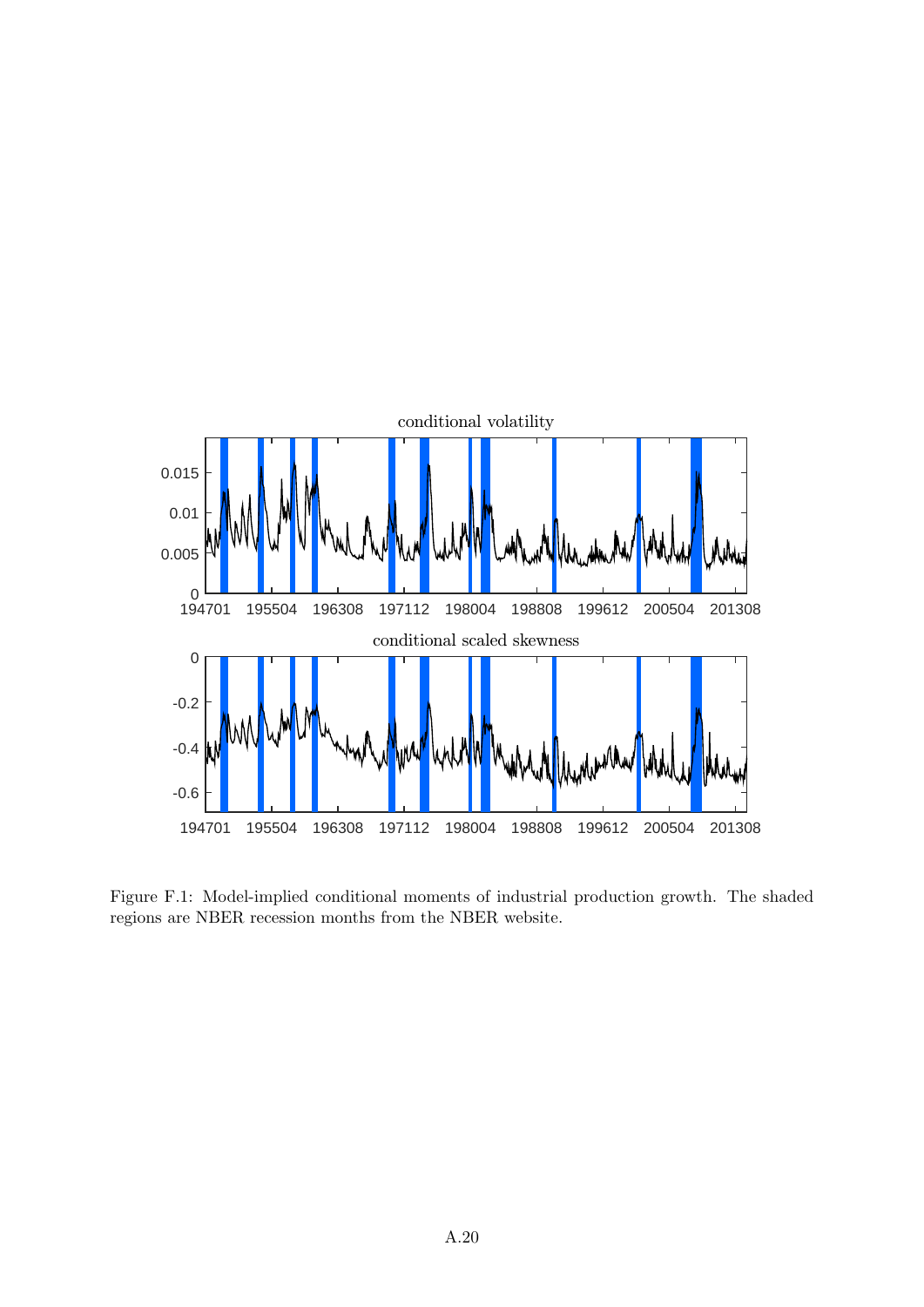Figure F.1: Model-implied conditional moments of industrial production growth. The shaded regions are NBER recession months from the NBER website.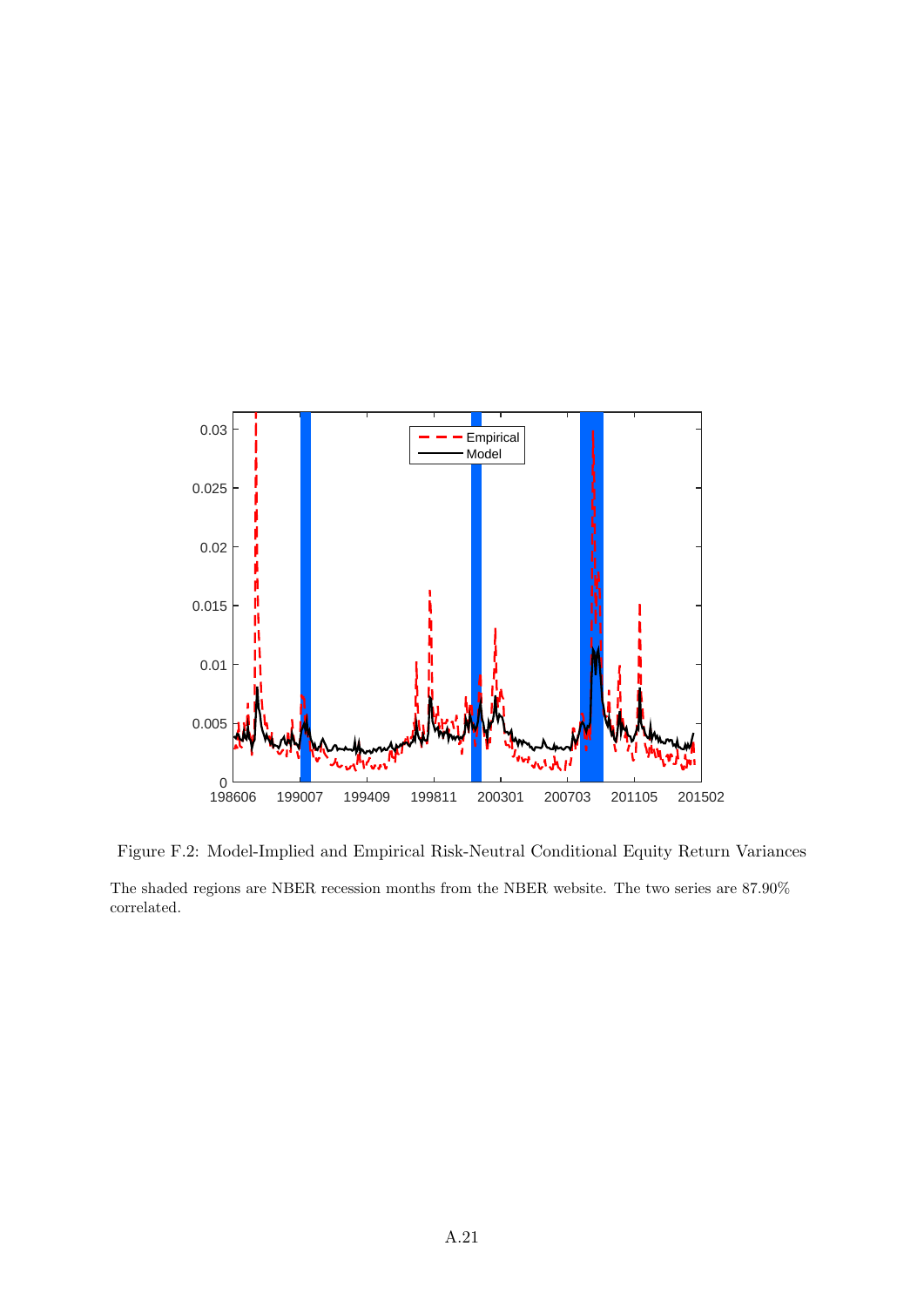Figure F.2: Model-Implied and Empirical Risk-Neutral Conditional Equity Return Variances

The shaded regions are NBER recession months from the NBER website. The two series are 87.90% correlated.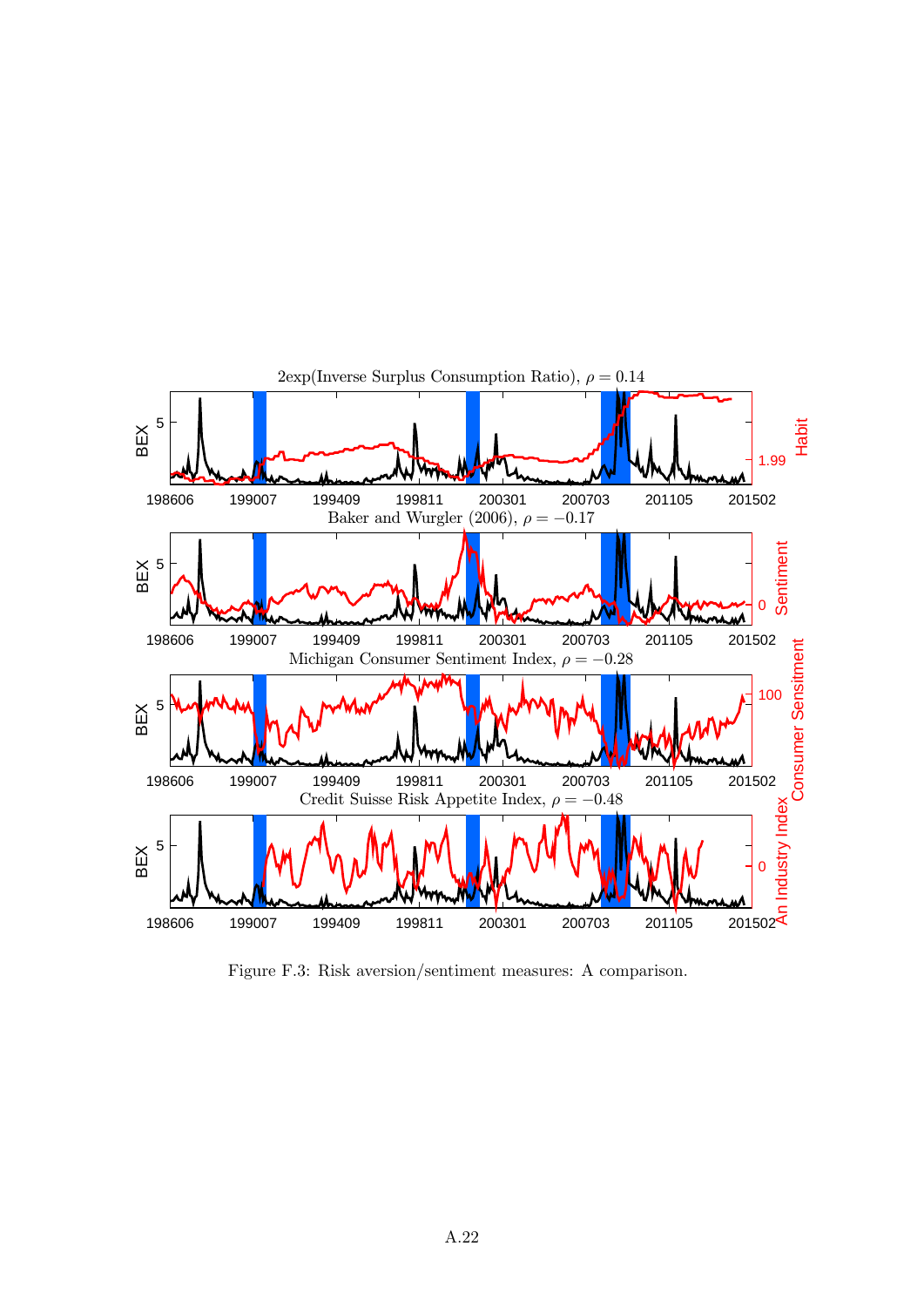2exp(Inverse Surplus Consumption Ratio), $\rho = 0.14$

Baker and Wurgler (2006), $\rho = -0.17$

Michigan Consumer Sentiment Index, $\rho = -0.28$

Credit Suisse Risk Appetite Index, $\rho = -0.48$

Figure F.3: Risk aversion/sentiment measures: A comparison.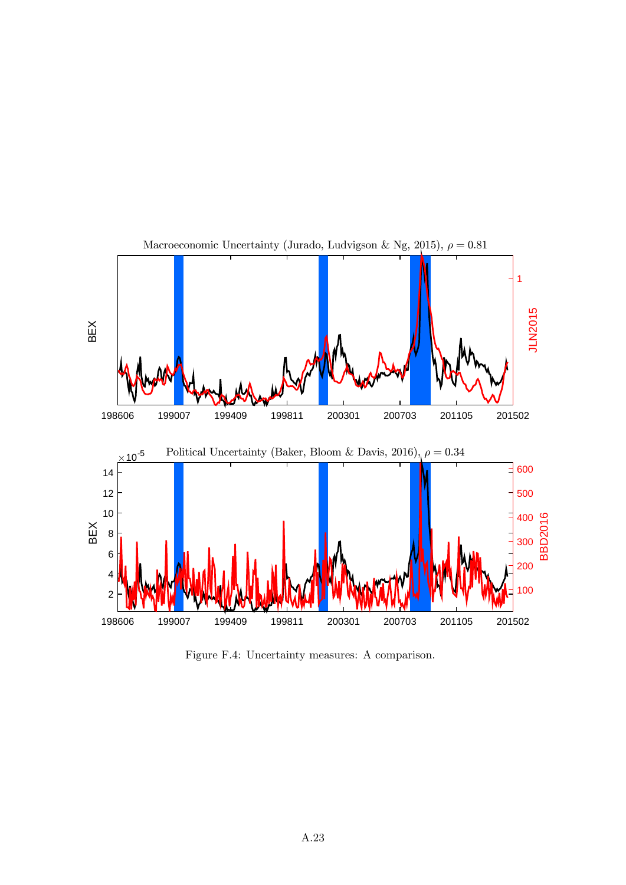Macroeconomic Uncertainty (Jurado, Ludvigson & Ng, 2015), $\rho = 0.81$

Political Uncertainty (Baker, Bloom & Davis, 2016), $\rho = 0.34$

Figure F.4: Uncertainty measures: A comparison.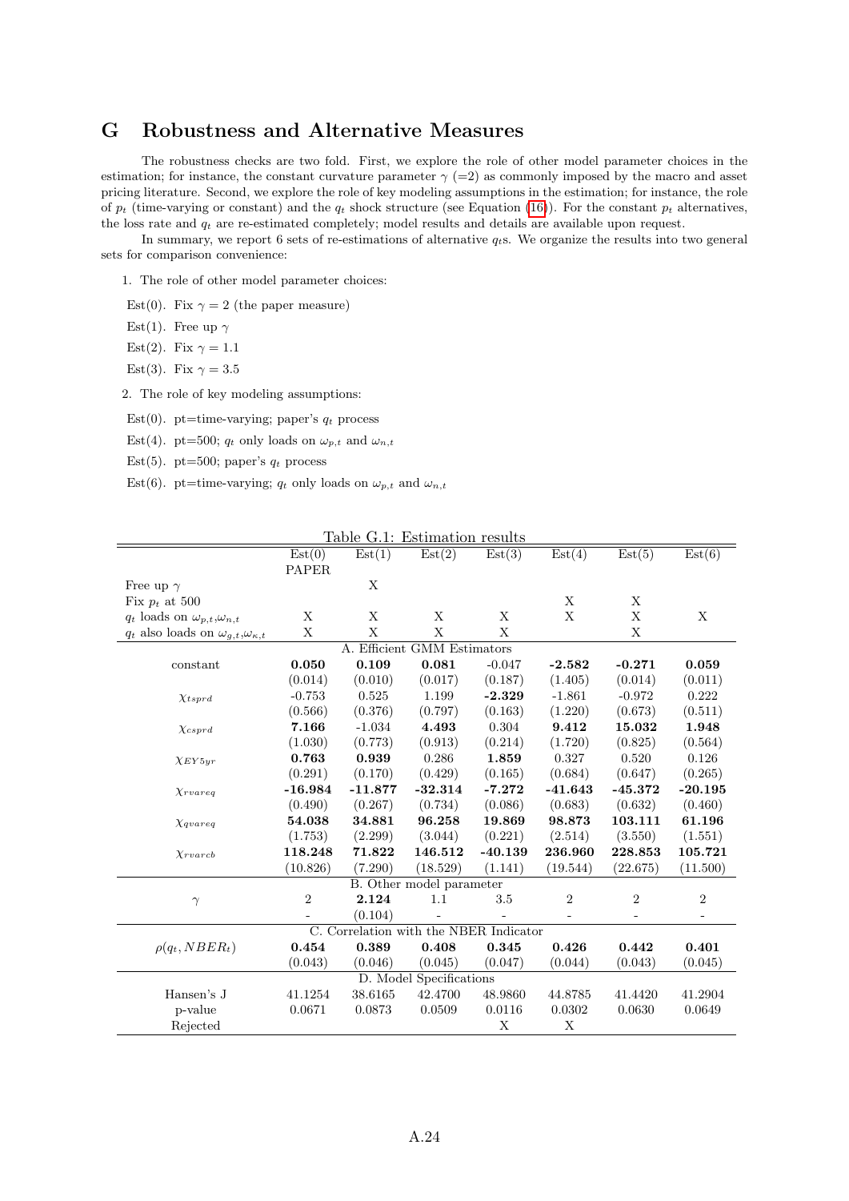# G Robustness and Alternative Measures

The robustness checks are two fold. First, we explore the role of other model parameter choices in the estimation; for instance, the constant curvature parameter $\gamma$ (=2) as commonly imposed by the macro and asset pricing literature. Second, we explore the role of key modeling assumptions in the estimation; for instance, the role of $p_t$ (time-varying or constant) and the $q_t$ shock structure (see Equation (16)). For the constant $p_t$ alternatives, the loss rate and $q_t$ are re-estimated completely; model results and details are available upon request.

In summary, we report 6 sets of re-estimations of alternative $q_t$s. We organize the results into two general sets for comparison convenience:

1. The role of other model parameter choices:

Est(0). Fix $\gamma = 2$ (the paper measure)

Est(1). Free up $\gamma$

Est(2). Fix $\gamma = 1.1$

Est(3). Fix $\gamma = 3.5$

2. The role of key modeling assumptions:

Est(0). pt=time-varying; paper's $q_t$ process

Est(4). pt=500; $q_t$ only loads on $\omega_{p,t}$ and $\omega_{n,t}$

Est(5). pt=500; paper's $q_t$ process

Est(6). pt=time-varying; $q_t$ only loads on $\omega_{p,t}$ and $\omega_{n,t}$

Table G.1: Estimation results

| | Est(0) PAPER | Est(1) | Est(2) | Est(3) | Est(4) | Est(5) | Est(6) |
|---|---|---|---|---|---|---|---|
| Free up $\gamma$ | | X | | | | | |
| Fix $p_t$ at 500 | | | | | X | X | |
| $q_t$ loads on $\omega_{p,t}$,$\omega_{n,t}$ | X | X | X | X | X | X | X |
| $q_t$ also loads on $\omega_{g,t}$,$\omega_{\kappa,t}$ | X | X | X | X | | X | |
| **A. Efficient GMM Estimators** | | | | | | | |
| constant | **0.050** | **0.109** | **0.081** | -0.047 | **-2.582** | **-0.271** | **0.059** |
| | (0.014) | (0.010) | (0.017) | (0.187) | (1.405) | (0.014) | (0.011) |
| $\chi_{tsprd}$ | -0.753 | 0.525 | 1.199 | **-2.329** | -1.861 | -0.972 | 0.222 |
| | (0.566) | (0.376) | (0.797) | (0.163) | (1.220) | (0.673) | (0.511) |
| $\chi_{csprd}$ | **7.166** | -1.034 | **4.493** | 0.304 | **9.412** | **15.032** | **1.948** |
| | (1.030) | (0.773) | (0.913) | (0.214) | (1.720) | (0.825) | (0.564) |
| $\chi_{EY5yr}$ | **0.763** | **0.939** | 0.286 | **1.859** | 0.327 | 0.520 | 0.126 |
| | (0.291) | (0.170) | (0.429) | (0.165) | (0.684) | (0.647) | (0.265) |
| $\chi_{rvareq}$ | **-16.984** | **-11.877** | **-32.314** | **-7.272** | **-41.643** | **-45.372** | **-20.195** |
| | (0.490) | (0.267) | (0.734) | (0.086) | (0.683) | (0.632) | (1.551) |
| $\chi_{qvareq}$ | **54.038** | **34.881** | **96.258** | **19.869** | **98.873** | **103.111** | **61.196** |
| | (1.753) | (2.299) | (3.044) | (0.221) | (2.514) | (3.550) | (1.551) |
| $\chi_{rvarcb}$ | **118.248** | **71.822** | **146.512** | **-40.139** | **236.960** | **228.853** | **105.721** |
| | (10.826) | (7.290) | (18.529) | (1.141) | (19.544) | (22.675) | (11.500) |
| **B. Other model parameter** | | | | | | | |
| $\gamma$ | 2 | **2.124** | 1.1 | 3.5 | 2 | 2 | 2 |
| | - | (0.104) | - | - | - | - | - |
| **C. Correlation with the NBER Indicator** | | | | | | | |
| $\rho(q_t, NBER_t)$ | **0.454** | **0.389** | **0.408** | **0.345** | **0.426** | **0.442** | **0.401** |
| | (0.043) | (0.046) | (0.045) | (0.047) | (0.044) | (0.043) | (0.045) |
| **D. Model Specifications** | | | | | | | |
| Hansen's J | 41.1254 | 38.6165 | 42.4700 | 48.9860 | 44.8785 | 41.4420 | 41.2904 |
| p-value | 0.0671 | 0.0873 | 0.0509 | 0.0116 | 0.0302 | 0.0630 | 0.0649 |
| Rejected | | | | X | X | | |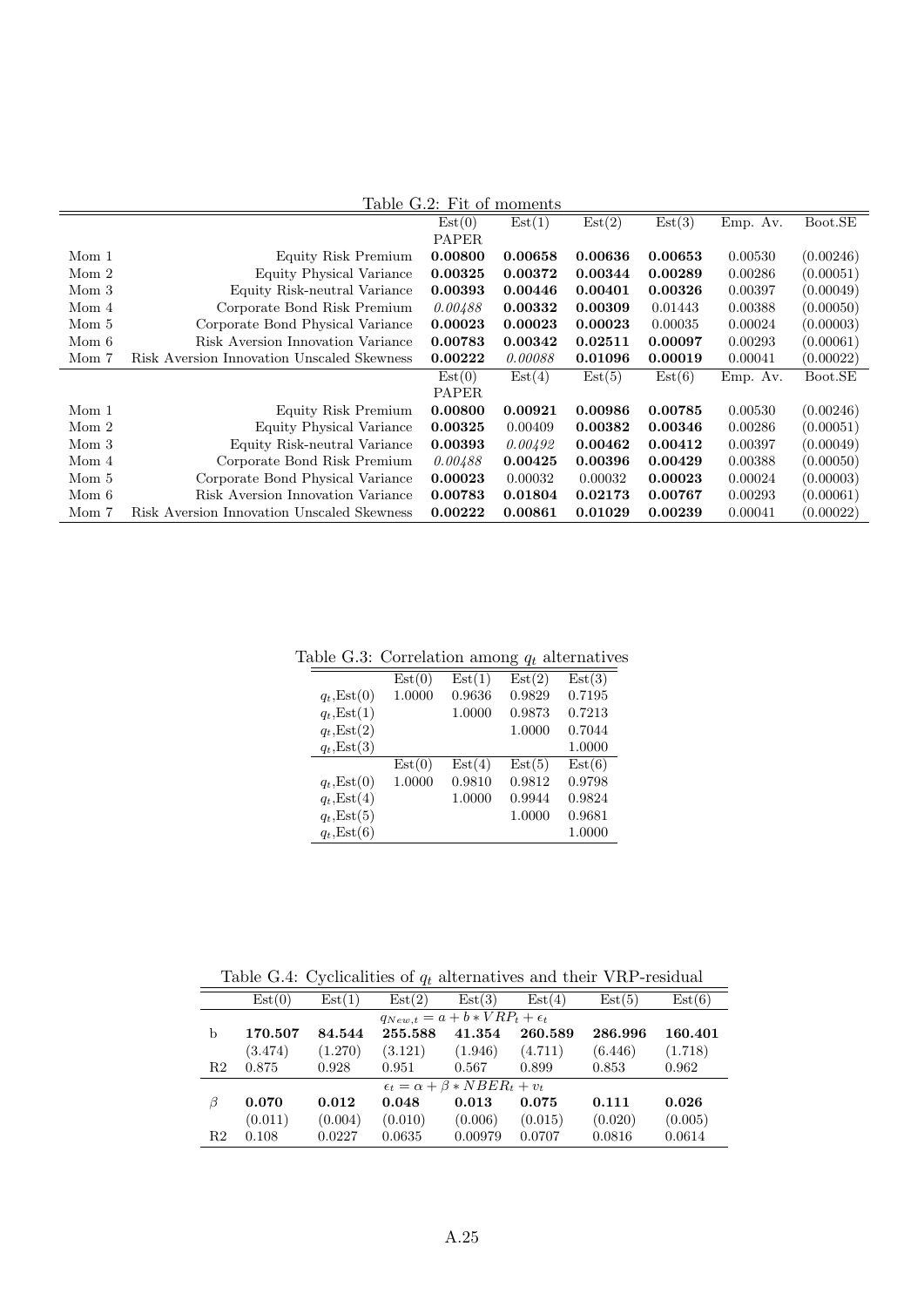Table G.2: Fit of moments

| | | Est(0) PAPER | Est(1) | Est(2) | Est(3) | Emp. Av. | Boot.SE |
|---|---|---|---|---|---|---|---|
| Mom 1 | Equity Risk Premium | **0.00800** | **0.00658** | **0.00636** | **0.00653** | 0.00530 | (0.00246) |
| Mom 2 | Equity Physical Variance | **0.00325** | **0.00372** | **0.00344** | **0.00289** | 0.00286 | (0.00051) |
| Mom 3 | Equity Risk-neutral Variance | **0.00393** | **0.00446** | **0.00401** | **0.00326** | 0.00397 | (0.00049) |
| Mom 4 | Corporate Bond Risk Premium | *0.00488* | **0.00332** | **0.00309** | 0.01443 | 0.00388 | (0.00050) |
| Mom 5 | Corporate Bond Physical Variance | **0.00023** | **0.00023** | **0.00023** | 0.00035 | 0.00024 | (0.00003) |
| Mom 6 | Risk Aversion Innovation Variance | **0.00783** | **0.00342** | **0.02511** | **0.00097** | 0.00293 | (0.00061) |
| Mom 7 | Risk Aversion Innovation Unscaled Skewness | **0.00222** | *0.00088* | **0.01096** | **0.00019** | 0.00041 | (0.00022) |
| | | Est(0) PAPER | Est(4) | Est(5) | Est(6) | Emp. Av. | Boot.SE |
| Mom 1 | Equity Risk Premium | **0.00800** | **0.00921** | **0.00986** | **0.00785** | 0.00530 | (0.00246) |
| Mom 2 | Equity Physical Variance | **0.00325** | 0.00409 | **0.00382** | **0.00346** | 0.00286 | (0.00051) |
| Mom 3 | Equity Risk-neutral Variance | **0.00393** | *0.00492* | **0.00462** | **0.00412** | 0.00397 | (0.00049) |
| Mom 4 | Corporate Bond Risk Premium | *0.00488* | **0.00425** | **0.00396** | **0.00429** | 0.00388 | (0.00050) |
| Mom 5 | Corporate Bond Physical Variance | **0.00023** | 0.00032 | 0.00032 | **0.00023** | 0.00024 | (0.00003) |
| Mom 6 | Risk Aversion Innovation Variance | **0.00783** | **0.01804** | **0.02173** | **0.00767** | 0.00293 | (0.00061) |
| Mom 7 | Risk Aversion Innovation Unscaled Skewness | **0.00222** | **0.00861** | **0.01029** | **0.00239** | 0.00041 | (0.00022) |

Table G.3: Correlation among $q_t$ alternatives

| | Est(0) | Est(1) | Est(2) | Est(3) |
|---|---|---|---|---|
| $q_t$,Est(0) | 1.0000 | 0.9636 | 0.9829 | 0.7195 |
| $q_t$,Est(1) | | 1.0000 | 0.9873 | 0.7213 |
| $q_t$,Est(2) | | | 1.0000 | 0.7044 |
| $q_t$,Est(3) | | | | 1.0000 |
| | Est(0) | Est(4) | Est(5) | Est(6) |
| $q_t$,Est(0) | 1.0000 | 0.9810 | 0.9812 | 0.9798 |
| $q_t$,Est(4) | | 1.0000 | 0.9944 | 0.9824 |
| $q_t$,Est(5) | | | 1.0000 | 0.9681 |
| $q_t$,Est(6) | | | | 1.0000 |

Table G.4: Cyclicalities of $q_t$ alternatives and their VRP-residual

| | Est(0) | Est(1) | Est(2) | Est(3) | Est(4) | Est(5) | Est(6) |
|---|---|---|---|---|---|---|---|
| | | | | $q_{New,t} = a + b * VRP_t + \epsilon_t$ | | | |
| b | **170.507** | **84.544** | **255.588** | **41.354** | **260.589** | **286.996** | **160.401** |
| | (3.474) | (1.270) | (3.121) | (1.946) | (4.711) | (6.446) | (1.718) |
| R2 | 0.875 | 0.928 | 0.951 | 0.567 | 0.899 | 0.853 | 0.962 |
| | | | | $\epsilon_t = \alpha + \beta * NBER_t + v_t$ | | | |
| $\beta$ | **0.070** | **0.012** | **0.048** | **0.013** | **0.075** | **0.111** | **0.026** |
| | (0.011) | (0.004) | (0.010) | (0.006) | (0.015) | (0.020) | (0.005) |
| R2 | 0.108 | 0.0227 | 0.0635 | 0.00979 | 0.0707 | 0.0816 | 0.0614 |